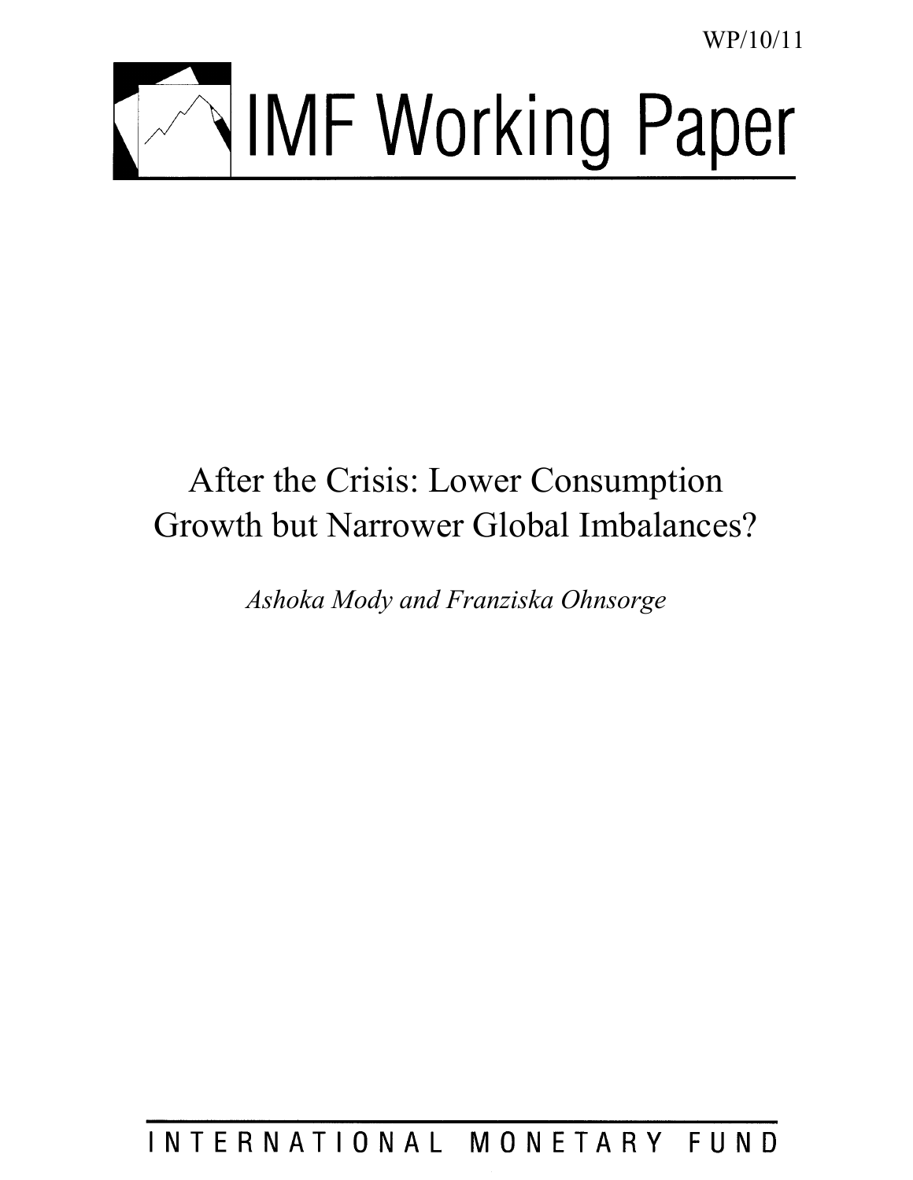WP/10/11

# IMF Working Paper

# After the Crisis: Lower Consumption Growth but Narrower Global Imbalances?

*Ashoka Mody and Franziska Ohnsorge*

INTERNATIONAL MONETARY FUND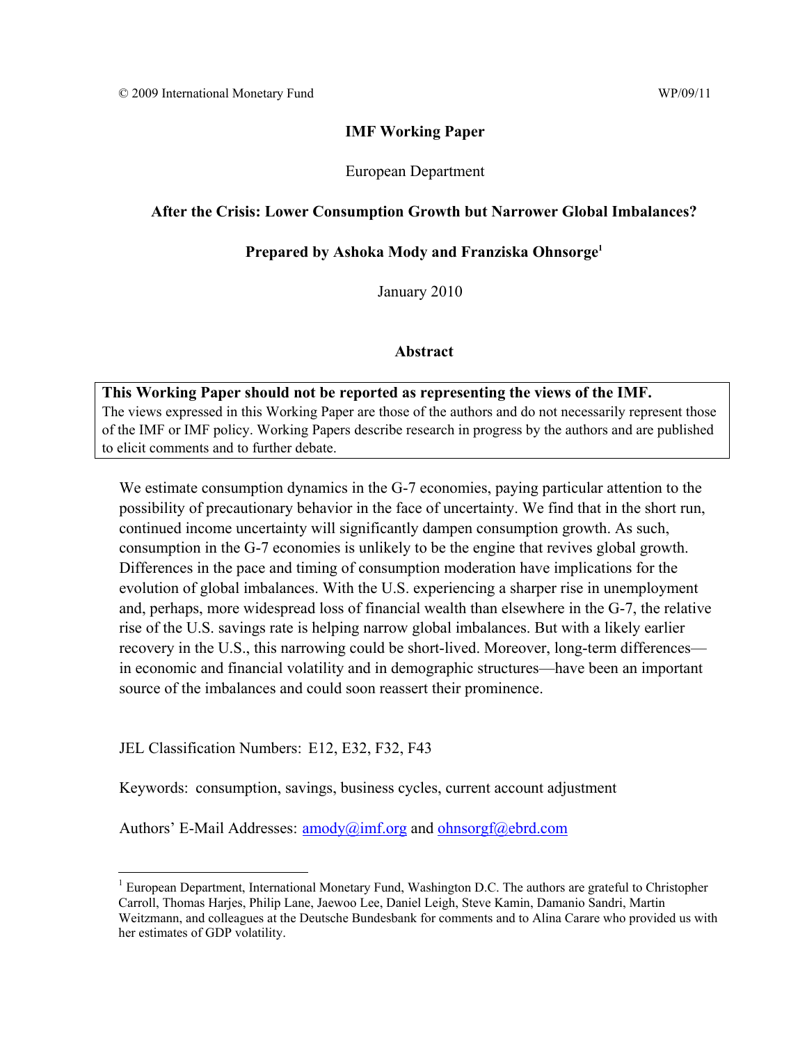© 2009 International Monetary Fund WP/09/11

**IMF Working Paper**

European Department

**After the Crisis: Lower Consumption Growth but Narrower Global Imbalances?**

**Prepared by Ashoka Mody and Franziska Ohnsorge[1]**

January 2010

**Abstract**

> **This Working Paper should not be reported as representing the views of the IMF.**
> The views expressed in this Working Paper are those of the authors and do not necessarily represent those of the IMF or IMF policy. Working Papers describe research in progress by the authors and are published to elicit comments and to further debate.

We estimate consumption dynamics in the G-7 economies, paying particular attention to the possibility of precautionary behavior in the face of uncertainty. We find that in the short run, continued income uncertainty will significantly dampen consumption growth. As such, consumption in the G-7 economies is unlikely to be the engine that revives global growth. Differences in the pace and timing of consumption moderation have implications for the evolution of global imbalances. With the U.S. experiencing a sharper rise in unemployment and, perhaps, more widespread loss of financial wealth than elsewhere in the G-7, the relative rise of the U.S. savings rate is helping narrow global imbalances. But with a likely earlier recovery in the U.S., this narrowing could be short-lived. Moreover, long-term differences—in economic and financial volatility and in demographic structures—have been an important source of the imbalances and could soon reassert their prominence.

JEL Classification Numbers: E12, E32, F32, F43

Keywords: consumption, savings, business cycles, current account adjustment

Authors' E-Mail Addresses: amody@imf.org and ohnsorgf@ebrd.com

[1] European Department, International Monetary Fund, Washington D.C. The authors are grateful to Christopher Carroll, Thomas Harjes, Philip Lane, Jaewoo Lee, Daniel Leigh, Steve Kamin, Damanio Sandri, Martin Weitzmann, and colleagues at the Deutsche Bundesbank for comments and to Alina Carare who provided us with her estimates of GDP volatility.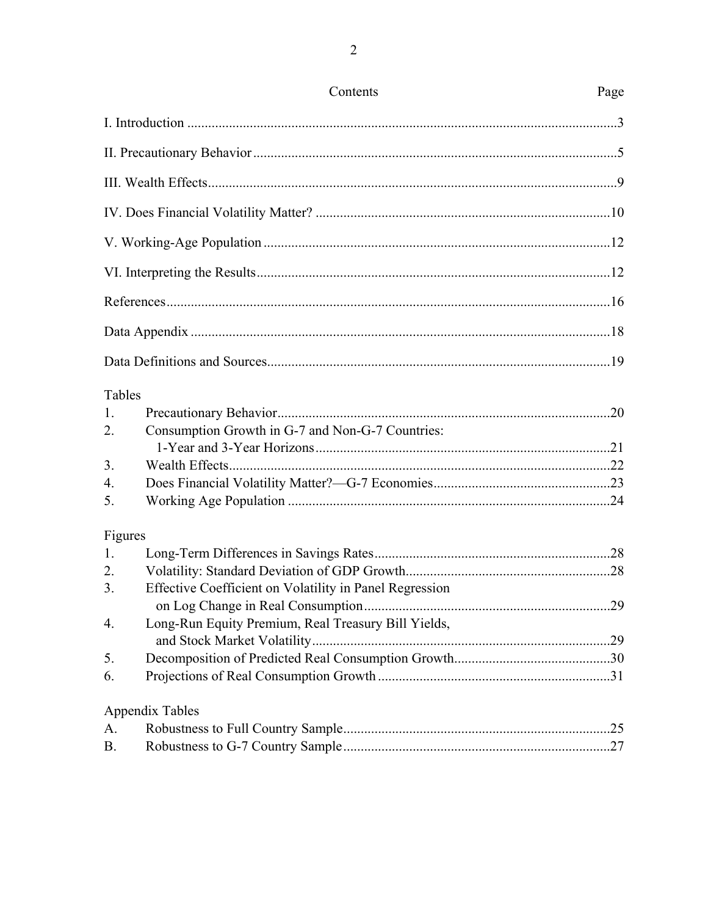Contents | Page

| Contents | Page |
| --- | --- |
| I. Introduction | 3 |
| II. Precautionary Behavior | 5 |
| III. Wealth Effects | 9 |
| IV. Does Financial Volatility Matter? | 10 |
| V. Working-Age Population | 12 |
| VI. Interpreting the Results | 12 |
| References | 16 |
| Data Appendix | 18 |
| Data Definitions and Sources | 19 |

Tables

| | | |
| --- | --- | --- |
| 1. | Precautionary Behavior | 20 |
| 2. | Consumption Growth in G-7 and Non-G-7 Countries: 1-Year and 3-Year Horizons | 21 |
| 3. | Wealth Effects | 22 |
| 4. | Does Financial Volatility Matter?—G-7 Economies | 23 |
| 5. | Working Age Population | 24 |

Figures

| | | |
| --- | --- | --- |
| 1. | Long-Term Differences in Savings Rates | 28 |
| 2. | Volatility: Standard Deviation of GDP Growth | 28 |
| 3. | Effective Coefficient on Volatility in Panel Regression on Log Change in Real Consumption | 29 |
| 4. | Long-Run Equity Premium, Real Treasury Bill Yields, and Stock Market Volatility | 29 |
| 5. | Decomposition of Predicted Real Consumption Growth | 30 |
| 6. | Projections of Real Consumption Growth | 31 |

Appendix Tables

| | | |
| --- | --- | --- |
| A. | Robustness to Full Country Sample | 25 |
| B. | Robustness to G-7 Country Sample | 27 |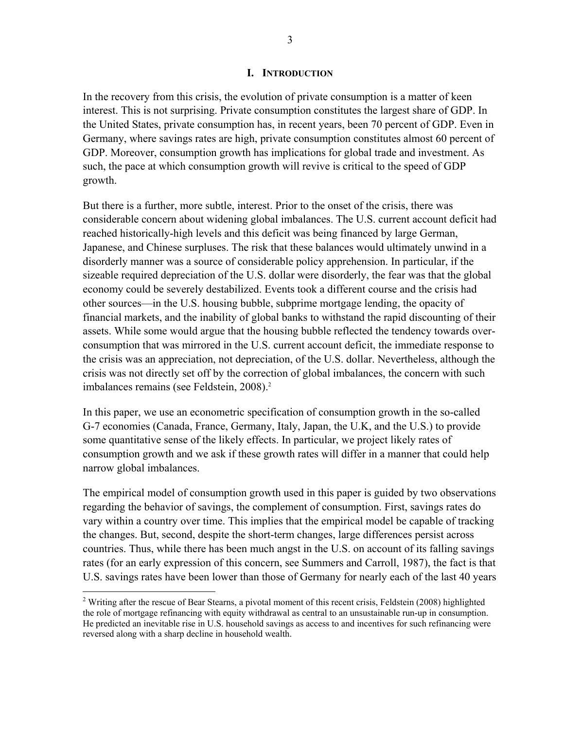## I. INTRODUCTION

In the recovery from this crisis, the evolution of private consumption is a matter of keen interest. This is not surprising. Private consumption constitutes the largest share of GDP. In the United States, private consumption has, in recent years, been 70 percent of GDP. Even in Germany, where savings rates are high, private consumption constitutes almost 60 percent of GDP. Moreover, consumption growth has implications for global trade and investment. As such, the pace at which consumption growth will revive is critical to the speed of GDP growth.

But there is a further, more subtle, interest. Prior to the onset of the crisis, there was considerable concern about widening global imbalances. The U.S. current account deficit had reached historically-high levels and this deficit was being financed by large German, Japanese, and Chinese surpluses. The risk that these balances would ultimately unwind in a disorderly manner was a source of considerable policy apprehension. In particular, if the sizeable required depreciation of the U.S. dollar were disorderly, the fear was that the global economy could be severely destabilized. Events took a different course and the crisis had other sources—in the U.S. housing bubble, subprime mortgage lending, the opacity of financial markets, and the inability of global banks to withstand the rapid discounting of their assets. While some would argue that the housing bubble reflected the tendency towards over-consumption that was mirrored in the U.S. current account deficit, the immediate response to the crisis was an appreciation, not depreciation, of the U.S. dollar. Nevertheless, although the crisis was not directly set off by the correction of global imbalances, the concern with such imbalances remains (see Feldstein, 2008).[2]

In this paper, we use an econometric specification of consumption growth in the so-called G-7 economies (Canada, France, Germany, Italy, Japan, the U.K, and the U.S.) to provide some quantitative sense of the likely effects. In particular, we project likely rates of consumption growth and we ask if these growth rates will differ in a manner that could help narrow global imbalances.

The empirical model of consumption growth used in this paper is guided by two observations regarding the behavior of savings, the complement of consumption. First, savings rates do vary within a country over time. This implies that the empirical model be capable of tracking the changes. But, second, despite the short-term changes, large differences persist across countries. Thus, while there has been much angst in the U.S. on account of its falling savings rates (for an early expression of this concern, see Summers and Carroll, 1987), the fact is that U.S. savings rates have been lower than those of Germany for nearly each of the last 40 years

[2] Writing after the rescue of Bear Stearns, a pivotal moment of this recent crisis, Feldstein (2008) highlighted the role of mortgage refinancing with equity withdrawal as central to an unsustainable run-up in consumption. He predicted an inevitable rise in U.S. household savings as access to and incentives for such refinancing were reversed along with a sharp decline in household wealth.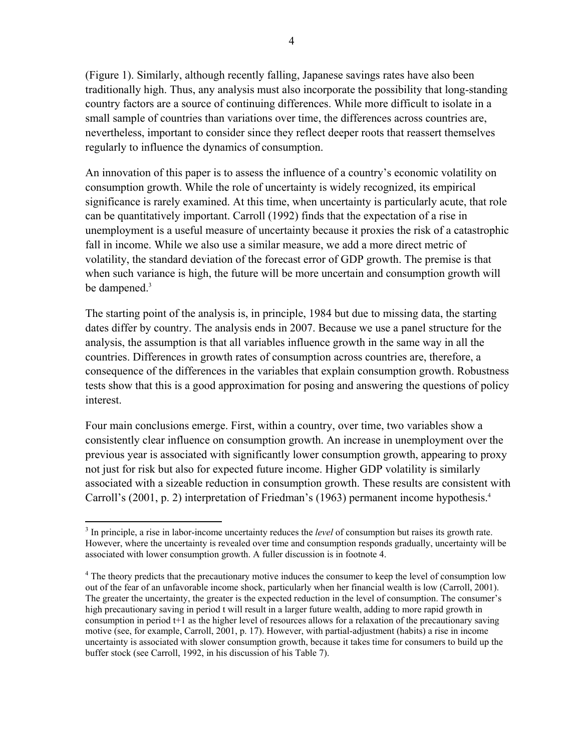(Figure 1). Similarly, although recently falling, Japanese savings rates have also been traditionally high. Thus, any analysis must also incorporate the possibility that long-standing country factors are a source of continuing differences. While more difficult to isolate in a small sample of countries than variations over time, the differences across countries are, nevertheless, important to consider since they reflect deeper roots that reassert themselves regularly to influence the dynamics of consumption.

An innovation of this paper is to assess the influence of a country's economic volatility on consumption growth. While the role of uncertainty is widely recognized, its empirical significance is rarely examined. At this time, when uncertainty is particularly acute, that role can be quantitatively important. Carroll (1992) finds that the expectation of a rise in unemployment is a useful measure of uncertainty because it proxies the risk of a catastrophic fall in income. While we also use a similar measure, we add a more direct metric of volatility, the standard deviation of the forecast error of GDP growth. The premise is that when such variance is high, the future will be more uncertain and consumption growth will be dampened.[3]

The starting point of the analysis is, in principle, 1984 but due to missing data, the starting dates differ by country. The analysis ends in 2007. Because we use a panel structure for the analysis, the assumption is that all variables influence growth in the same way in all the countries. Differences in growth rates of consumption across countries are, therefore, a consequence of the differences in the variables that explain consumption growth. Robustness tests show that this is a good approximation for posing and answering the questions of policy interest.

Four main conclusions emerge. First, within a country, over time, two variables show a consistently clear influence on consumption growth. An increase in unemployment over the previous year is associated with significantly lower consumption growth, appearing to proxy not just for risk but also for expected future income. Higher GDP volatility is similarly associated with a sizeable reduction in consumption growth. These results are consistent with Carroll's (2001, p. 2) interpretation of Friedman's (1963) permanent income hypothesis.[4]

---

[3] In principle, a rise in labor-income uncertainty reduces the *level* of consumption but raises its growth rate. However, where the uncertainty is revealed over time and consumption responds gradually, uncertainty will be associated with lower consumption growth. A fuller discussion is in footnote 4.

[4] The theory predicts that the precautionary motive induces the consumer to keep the level of consumption low out of the fear of an unfavorable income shock, particularly when her financial wealth is low (Carroll, 2001). The greater the uncertainty, the greater is the expected reduction in the level of consumption. The consumer's high precautionary saving in period t will result in a larger future wealth, adding to more rapid growth in consumption in period t+1 as the higher level of resources allows for a relaxation of the precautionary saving motive (see, for example, Carroll, 2001, p. 17). However, with partial-adjustment (habits) a rise in income uncertainty is associated with slower consumption growth, because it takes time for consumers to build up the buffer stock (see Carroll, 1992, in his discussion of his Table 7).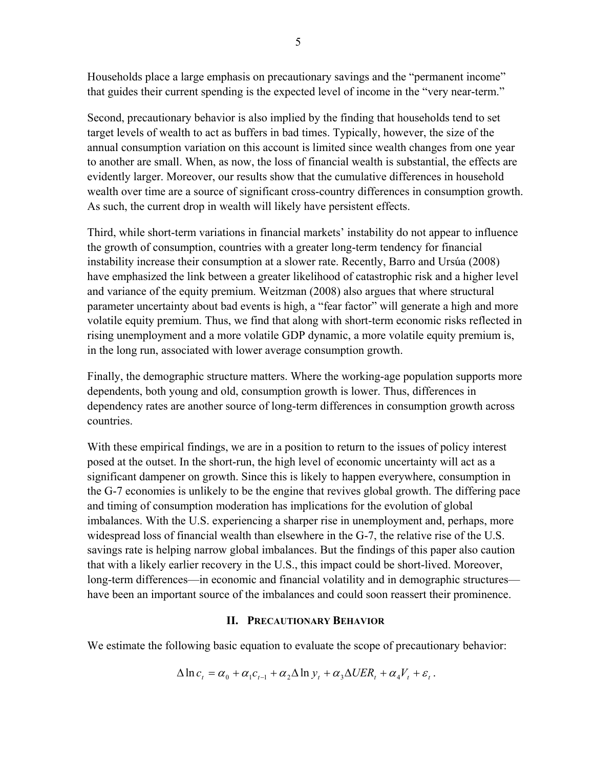Households place a large emphasis on precautionary savings and the "permanent income" that guides their current spending is the expected level of income in the "very near-term."

Second, precautionary behavior is also implied by the finding that households tend to set target levels of wealth to act as buffers in bad times. Typically, however, the size of the annual consumption variation on this account is limited since wealth changes from one year to another are small. When, as now, the loss of financial wealth is substantial, the effects are evidently larger. Moreover, our results show that the cumulative differences in household wealth over time are a source of significant cross-country differences in consumption growth. As such, the current drop in wealth will likely have persistent effects.

Third, while short-term variations in financial markets' instability do not appear to influence the growth of consumption, countries with a greater long-term tendency for financial instability increase their consumption at a slower rate. Recently, Barro and Ursúa (2008) have emphasized the link between a greater likelihood of catastrophic risk and a higher level and variance of the equity premium. Weitzman (2008) also argues that where structural parameter uncertainty about bad events is high, a "fear factor" will generate a high and more volatile equity premium. Thus, we find that along with short-term economic risks reflected in rising unemployment and a more volatile GDP dynamic, a more volatile equity premium is, in the long run, associated with lower average consumption growth.

Finally, the demographic structure matters. Where the working-age population supports more dependents, both young and old, consumption growth is lower. Thus, differences in dependency rates are another source of long-term differences in consumption growth across countries.

With these empirical findings, we are in a position to return to the issues of policy interest posed at the outset. In the short-run, the high level of economic uncertainty will act as a significant dampener on growth. Since this is likely to happen everywhere, consumption in the G-7 economies is unlikely to be the engine that revives global growth. The differing pace and timing of consumption moderation has implications for the evolution of global imbalances. With the U.S. experiencing a sharper rise in unemployment and, perhaps, more widespread loss of financial wealth than elsewhere in the G-7, the relative rise of the U.S. savings rate is helping narrow global imbalances. But the findings of this paper also caution that with a likely earlier recovery in the U.S., this impact could be short-lived. Moreover, long-term differences—in economic and financial volatility and in demographic structures—have been an important source of the imbalances and could soon reassert their prominence.

## II. Precautionary Behavior

We estimate the following basic equation to evaluate the scope of precautionary behavior:

$$\Delta \ln c_t = \alpha_0 + \alpha_1 c_{t-1} + \alpha_2 \Delta \ln y_t + \alpha_3 \Delta UER_t + \alpha_4 V_t + \varepsilon_t .$$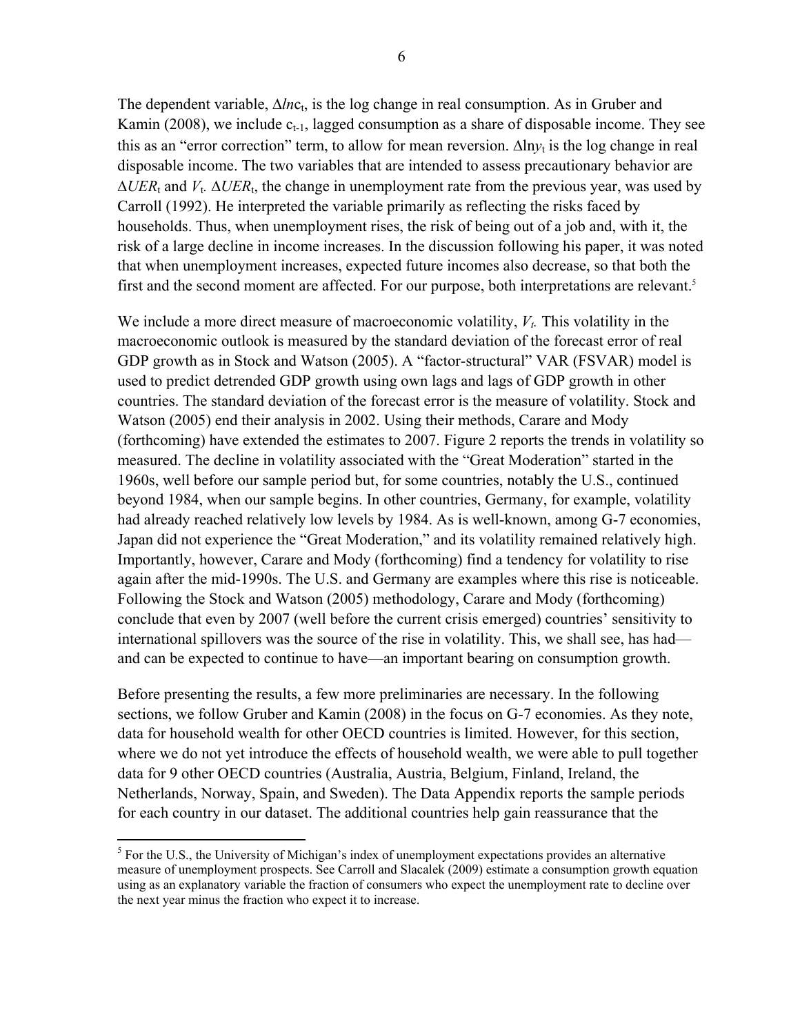The dependent variable, $\Delta ln c_t$, is the log change in real consumption. As in Gruber and Kamin (2008), we include $c_{t-1}$, lagged consumption as a share of disposable income. They see this as an "error correction" term, to allow for mean reversion. $\Delta ln y_t$ is the log change in real disposable income. The two variables that are intended to assess precautionary behavior are $\Delta UER_t$ and $V_t$. $\Delta UER_t$, the change in unemployment rate from the previous year, was used by Carroll (1992). He interpreted the variable primarily as reflecting the risks faced by households. Thus, when unemployment rises, the risk of being out of a job and, with it, the risk of a large decline in income increases. In the discussion following his paper, it was noted that when unemployment increases, expected future incomes also decrease, so that both the first and the second moment are affected. For our purpose, both interpretations are relevant.[5]

We include a more direct measure of macroeconomic volatility, $V_t$. This volatility in the macroeconomic outlook is measured by the standard deviation of the forecast error of real GDP growth as in Stock and Watson (2005). A "factor-structural" VAR (FSVAR) model is used to predict detrended GDP growth using own lags and lags of GDP growth in other countries. The standard deviation of the forecast error is the measure of volatility. Stock and Watson (2005) end their analysis in 2002. Using their methods, Carare and Mody (forthcoming) have extended the estimates to 2007. Figure 2 reports the trends in volatility so measured. The decline in volatility associated with the "Great Moderation" started in the 1960s, well before our sample period but, for some countries, notably the U.S., continued beyond 1984, when our sample begins. In other countries, Germany, for example, volatility had already reached relatively low levels by 1984. As is well-known, among G-7 economies, Japan did not experience the "Great Moderation," and its volatility remained relatively high. Importantly, however, Carare and Mody (forthcoming) find a tendency for volatility to rise again after the mid-1990s. The U.S. and Germany are examples where this rise is noticeable. Following the Stock and Watson (2005) methodology, Carare and Mody (forthcoming) conclude that even by 2007 (well before the current crisis emerged) countries' sensitivity to international spillovers was the source of the rise in volatility. This, we shall see, has had—and can be expected to continue to have—an important bearing on consumption growth.

Before presenting the results, a few more preliminaries are necessary. In the following sections, we follow Gruber and Kamin (2008) in the focus on G-7 economies. As they note, data for household wealth for other OECD countries is limited. However, for this section, where we do not yet introduce the effects of household wealth, we were able to pull together data for 9 other OECD countries (Australia, Austria, Belgium, Finland, Ireland, the Netherlands, Norway, Spain, and Sweden). The Data Appendix reports the sample periods for each country in our dataset. The additional countries help gain reassurance that the

[5] For the U.S., the University of Michigan's index of unemployment expectations provides an alternative measure of unemployment prospects. See Carroll and Slacalek (2009) estimate a consumption growth equation using as an explanatory variable the fraction of consumers who expect the unemployment rate to decline over the next year minus the fraction who expect it to increase.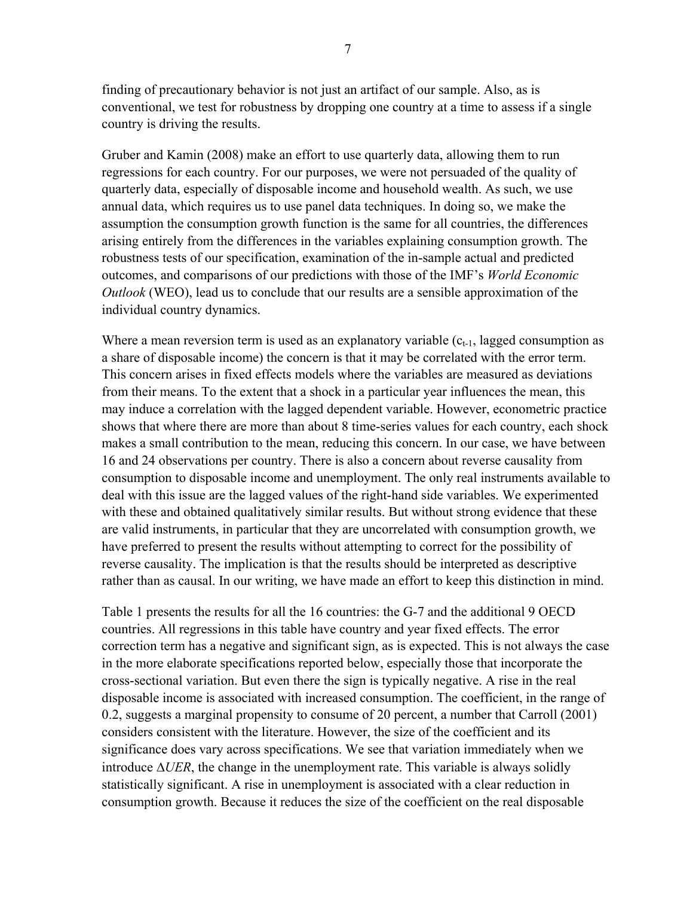finding of precautionary behavior is not just an artifact of our sample. Also, as is conventional, we test for robustness by dropping one country at a time to assess if a single country is driving the results.

Gruber and Kamin (2008) make an effort to use quarterly data, allowing them to run regressions for each country. For our purposes, we were not persuaded of the quality of quarterly data, especially of disposable income and household wealth. As such, we use annual data, which requires us to use panel data techniques. In doing so, we make the assumption the consumption growth function is the same for all countries, the differences arising entirely from the differences in the variables explaining consumption growth. The robustness tests of our specification, examination of the in-sample actual and predicted outcomes, and comparisons of our predictions with those of the IMF's *World Economic Outlook* (WEO), lead us to conclude that our results are a sensible approximation of the individual country dynamics.

Where a mean reversion term is used as an explanatory variable ($c_{t-1}$, lagged consumption as a share of disposable income) the concern is that it may be correlated with the error term. This concern arises in fixed effects models where the variables are measured as deviations from their means. To the extent that a shock in a particular year influences the mean, this may induce a correlation with the lagged dependent variable. However, econometric practice shows that where there are more than about 8 time-series values for each country, each shock makes a small contribution to the mean, reducing this concern. In our case, we have between 16 and 24 observations per country. There is also a concern about reverse causality from consumption to disposable income and unemployment. The only real instruments available to deal with this issue are the lagged values of the right-hand side variables. We experimented with these and obtained qualitatively similar results. But without strong evidence that these are valid instruments, in particular that they are uncorrelated with consumption growth, we have preferred to present the results without attempting to correct for the possibility of reverse causality. The implication is that the results should be interpreted as descriptive rather than as causal. In our writing, we have made an effort to keep this distinction in mind.

Table 1 presents the results for all the 16 countries: the G-7 and the additional 9 OECD countries. All regressions in this table have country and year fixed effects. The error correction term has a negative and significant sign, as is expected. This is not always the case in the more elaborate specifications reported below, especially those that incorporate the cross-sectional variation. But even there the sign is typically negative. A rise in the real disposable income is associated with increased consumption. The coefficient, in the range of 0.2, suggests a marginal propensity to consume of 20 percent, a number that Carroll (2001) considers consistent with the literature. However, the size of the coefficient and its significance does vary across specifications. We see that variation immediately when we introduce $\Delta UER$, the change in the unemployment rate. This variable is always solidly statistically significant. A rise in unemployment is associated with a clear reduction in consumption growth. Because it reduces the size of the coefficient on the real disposable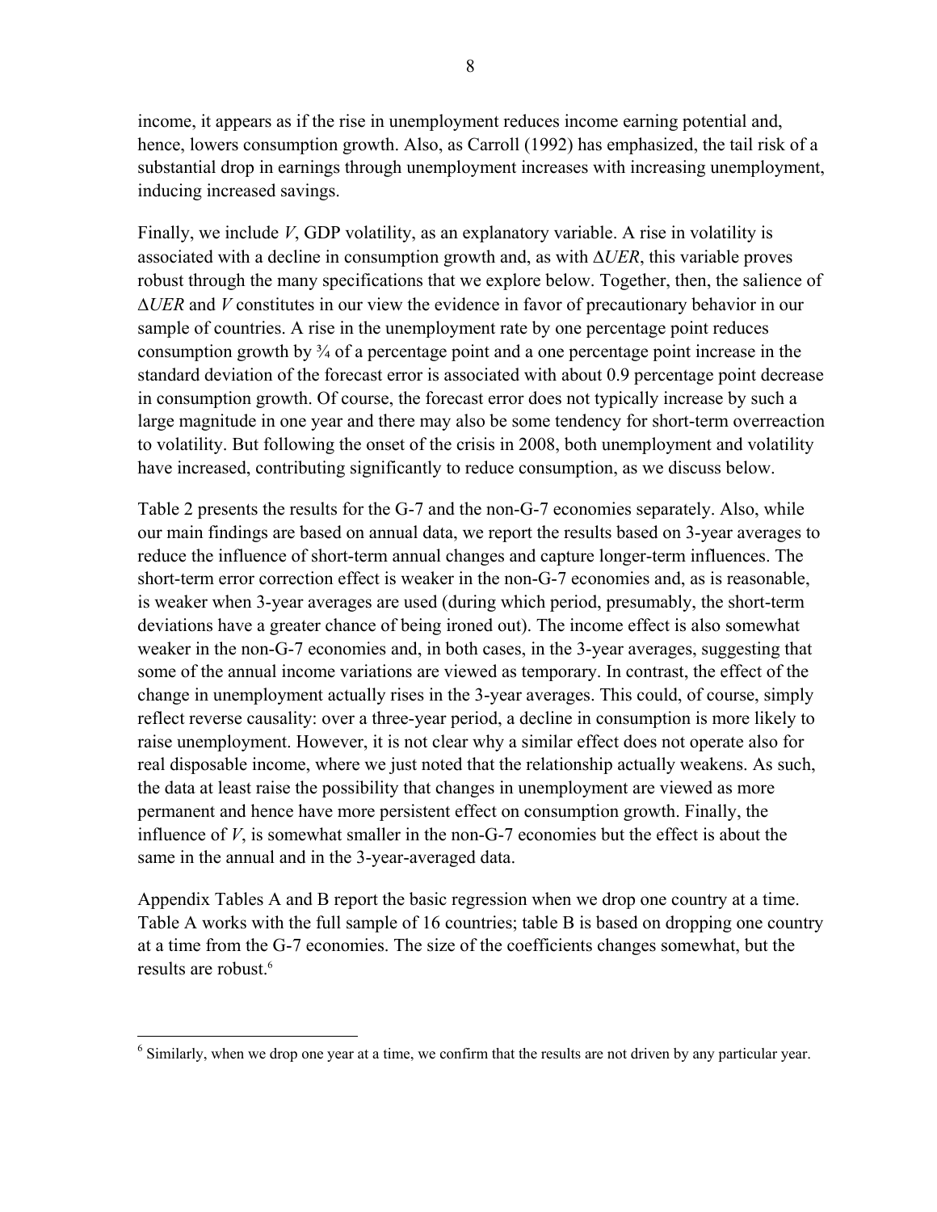income, it appears as if the rise in unemployment reduces income earning potential and, hence, lowers consumption growth. Also, as Carroll (1992) has emphasized, the tail risk of a substantial drop in earnings through unemployment increases with increasing unemployment, inducing increased savings.

Finally, we include $V$, GDP volatility, as an explanatory variable. A rise in volatility is associated with a decline in consumption growth and, as with $\Delta UER$, this variable proves robust through the many specifications that we explore below. Together, then, the salience of $\Delta UER$ and $V$ constitutes in our view the evidence in favor of precautionary behavior in our sample of countries. A rise in the unemployment rate by one percentage point reduces consumption growth by ¾ of a percentage point and a one percentage point increase in the standard deviation of the forecast error is associated with about 0.9 percentage point decrease in consumption growth. Of course, the forecast error does not typically increase by such a large magnitude in one year and there may also be some tendency for short-term overreaction to volatility. But following the onset of the crisis in 2008, both unemployment and volatility have increased, contributing significantly to reduce consumption, as we discuss below.

Table 2 presents the results for the G-7 and the non-G-7 economies separately. Also, while our main findings are based on annual data, we report the results based on 3-year averages to reduce the influence of short-term annual changes and capture longer-term influences. The short-term error correction effect is weaker in the non-G-7 economies and, as is reasonable, is weaker when 3-year averages are used (during which period, presumably, the short-term deviations have a greater chance of being ironed out). The income effect is also somewhat weaker in the non-G-7 economies and, in both cases, in the 3-year averages, suggesting that some of the annual income variations are viewed as temporary. In contrast, the effect of the change in unemployment actually rises in the 3-year averages. This could, of course, simply reflect reverse causality: over a three-year period, a decline in consumption is more likely to raise unemployment. However, it is not clear why a similar effect does not operate also for real disposable income, where we just noted that the relationship actually weakens. As such, the data at least raise the possibility that changes in unemployment are viewed as more permanent and hence have more persistent effect on consumption growth. Finally, the influence of $V$, is somewhat smaller in the non-G-7 economies but the effect is about the same in the annual and in the 3-year-averaged data.

Appendix Tables A and B report the basic regression when we drop one country at a time. Table A works with the full sample of 16 countries; table B is based on dropping one country at a time from the G-7 economies. The size of the coefficients changes somewhat, but the results are robust.[6]

[6] Similarly, when we drop one year at a time, we confirm that the results are not driven by any particular year.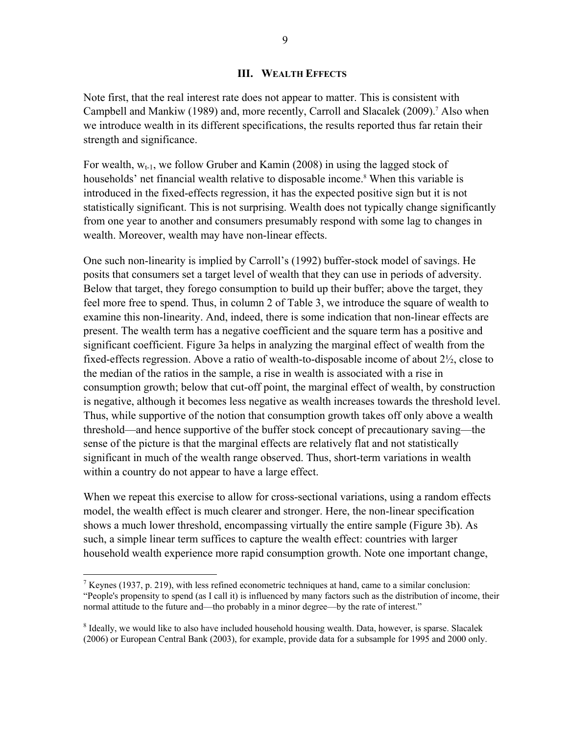## III. Wealth Effects

Note first, that the real interest rate does not appear to matter. This is consistent with Campbell and Mankiw (1989) and, more recently, Carroll and Slacalek (2009).[7] Also when we introduce wealth in its different specifications, the results reported thus far retain their strength and significance.

For wealth, $w_{t-1}$, we follow Gruber and Kamin (2008) in using the lagged stock of households' net financial wealth relative to disposable income.[8] When this variable is introduced in the fixed-effects regression, it has the expected positive sign but it is not statistically significant. This is not surprising. Wealth does not typically change significantly from one year to another and consumers presumably respond with some lag to changes in wealth. Moreover, wealth may have non-linear effects.

One such non-linearity is implied by Carroll's (1992) buffer-stock model of savings. He posits that consumers set a target level of wealth that they can use in periods of adversity. Below that target, they forego consumption to build up their buffer; above the target, they feel more free to spend. Thus, in column 2 of Table 3, we introduce the square of wealth to examine this non-linearity. And, indeed, there is some indication that non-linear effects are present. The wealth term has a negative coefficient and the square term has a positive and significant coefficient. Figure 3a helps in analyzing the marginal effect of wealth from the fixed-effects regression. Above a ratio of wealth-to-disposable income of about 2½, close to the median of the ratios in the sample, a rise in wealth is associated with a rise in consumption growth; below that cut-off point, the marginal effect of wealth, by construction is negative, although it becomes less negative as wealth increases towards the threshold level. Thus, while supportive of the notion that consumption growth takes off only above a wealth threshold—and hence supportive of the buffer stock concept of precautionary saving—the sense of the picture is that the marginal effects are relatively flat and not statistically significant in much of the wealth range observed. Thus, short-term variations in wealth within a country do not appear to have a large effect.

When we repeat this exercise to allow for cross-sectional variations, using a random effects model, the wealth effect is much clearer and stronger. Here, the non-linear specification shows a much lower threshold, encompassing virtually the entire sample (Figure 3b). As such, a simple linear term suffices to capture the wealth effect: countries with larger household wealth experience more rapid consumption growth. Note one important change,

---

[7] Keynes (1937, p. 219), with less refined econometric techniques at hand, came to a similar conclusion: "People's propensity to spend (as I call it) is influenced by many factors such as the distribution of income, their normal attitude to the future and—tho probably in a minor degree—by the rate of interest."

[8] Ideally, we would like to also have included household housing wealth. Data, however, is sparse. Slacalek (2006) or European Central Bank (2003), for example, provide data for a subsample for 1995 and 2000 only.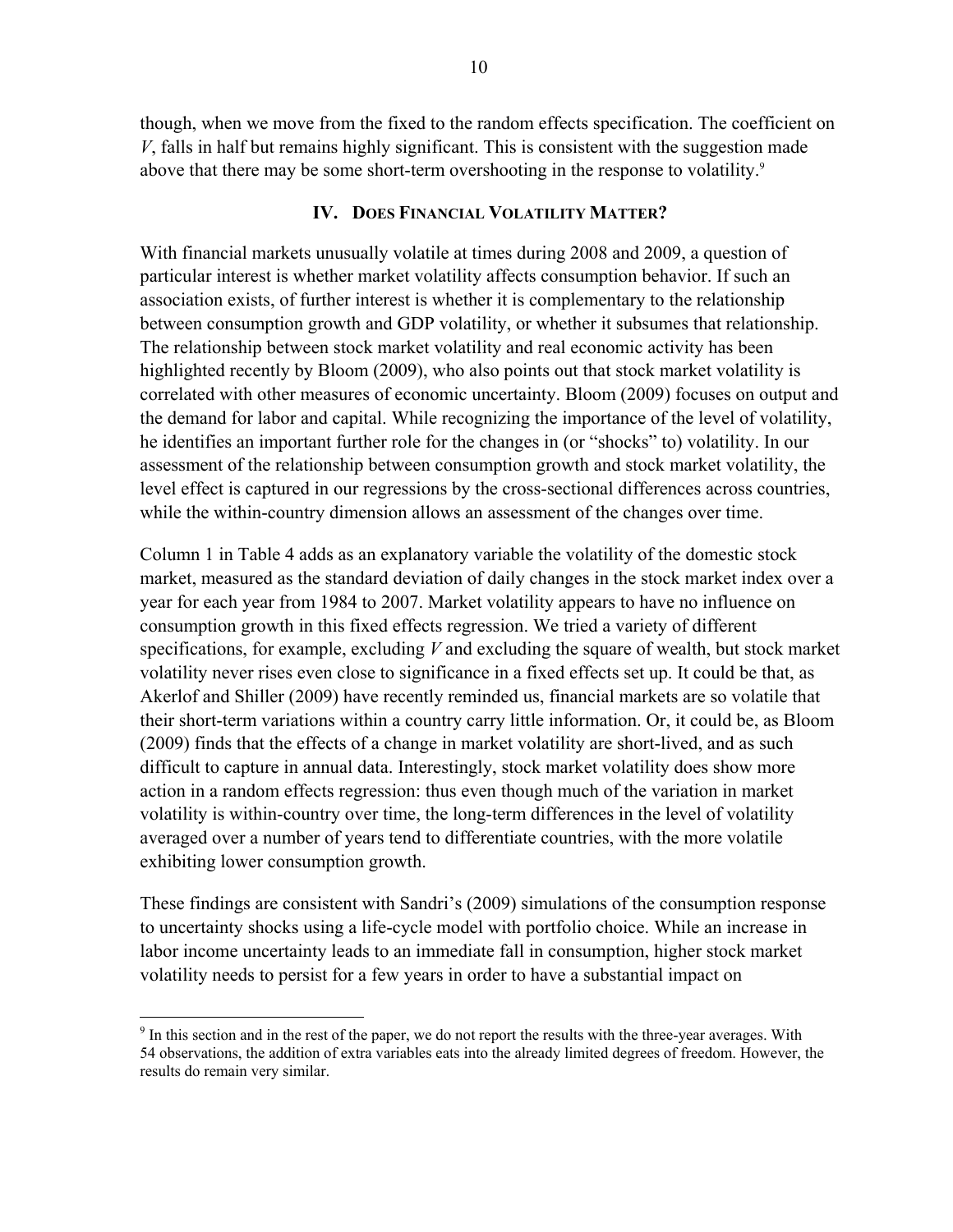though, when we move from the fixed to the random effects specification. The coefficient on $V$, falls in half but remains highly significant. This is consistent with the suggestion made above that there may be some short-term overshooting in the response to volatility.[9]

## IV. Does Financial Volatility Matter?

With financial markets unusually volatile at times during 2008 and 2009, a question of particular interest is whether market volatility affects consumption behavior. If such an association exists, of further interest is whether it is complementary to the relationship between consumption growth and GDP volatility, or whether it subsumes that relationship. The relationship between stock market volatility and real economic activity has been highlighted recently by Bloom (2009), who also points out that stock market volatility is correlated with other measures of economic uncertainty. Bloom (2009) focuses on output and the demand for labor and capital. While recognizing the importance of the level of volatility, he identifies an important further role for the changes in (or "shocks" to) volatility. In our assessment of the relationship between consumption growth and stock market volatility, the level effect is captured in our regressions by the cross-sectional differences across countries, while the within-country dimension allows an assessment of the changes over time.

Column 1 in Table 4 adds as an explanatory variable the volatility of the domestic stock market, measured as the standard deviation of daily changes in the stock market index over a year for each year from 1984 to 2007. Market volatility appears to have no influence on consumption growth in this fixed effects regression. We tried a variety of different specifications, for example, excluding $V$ and excluding the square of wealth, but stock market volatility never rises even close to significance in a fixed effects set up. It could be that, as Akerlof and Shiller (2009) have recently reminded us, financial markets are so volatile that their short-term variations within a country carry little information. Or, it could be, as Bloom (2009) finds that the effects of a change in market volatility are short-lived, and as such difficult to capture in annual data. Interestingly, stock market volatility does show more action in a random effects regression: thus even though much of the variation in market volatility is within-country over time, the long-term differences in the level of volatility averaged over a number of years tend to differentiate countries, with the more volatile exhibiting lower consumption growth.

These findings are consistent with Sandri's (2009) simulations of the consumption response to uncertainty shocks using a life-cycle model with portfolio choice. While an increase in labor income uncertainty leads to an immediate fall in consumption, higher stock market volatility needs to persist for a few years in order to have a substantial impact on

[9] In this section and in the rest of the paper, we do not report the results with the three-year averages. With 54 observations, the addition of extra variables eats into the already limited degrees of freedom. However, the results do remain very similar.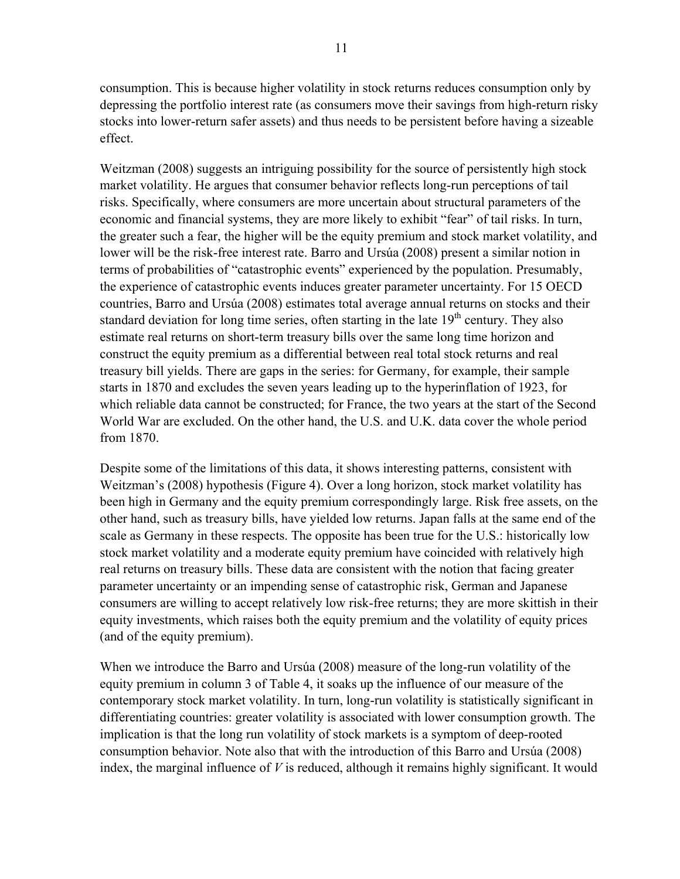consumption. This is because higher volatility in stock returns reduces consumption only by depressing the portfolio interest rate (as consumers move their savings from high-return risky stocks into lower-return safer assets) and thus needs to be persistent before having a sizeable effect.

Weitzman (2008) suggests an intriguing possibility for the source of persistently high stock market volatility. He argues that consumer behavior reflects long-run perceptions of tail risks. Specifically, where consumers are more uncertain about structural parameters of the economic and financial systems, they are more likely to exhibit "fear" of tail risks. In turn, the greater such a fear, the higher will be the equity premium and stock market volatility, and lower will be the risk-free interest rate. Barro and Ursúa (2008) present a similar notion in terms of probabilities of "catastrophic events" experienced by the population. Presumably, the experience of catastrophic events induces greater parameter uncertainty. For 15 OECD countries, Barro and Ursúa (2008) estimates total average annual returns on stocks and their standard deviation for long time series, often starting in the late 19th century. They also estimate real returns on short-term treasury bills over the same long time horizon and construct the equity premium as a differential between real total stock returns and real treasury bill yields. There are gaps in the series: for Germany, for example, their sample starts in 1870 and excludes the seven years leading up to the hyperinflation of 1923, for which reliable data cannot be constructed; for France, the two years at the start of the Second World War are excluded. On the other hand, the U.S. and U.K. data cover the whole period from 1870.

Despite some of the limitations of this data, it shows interesting patterns, consistent with Weitzman's (2008) hypothesis (Figure 4). Over a long horizon, stock market volatility has been high in Germany and the equity premium correspondingly large. Risk free assets, on the other hand, such as treasury bills, have yielded low returns. Japan falls at the same end of the scale as Germany in these respects. The opposite has been true for the U.S.: historically low stock market volatility and a moderate equity premium have coincided with relatively high real returns on treasury bills. These data are consistent with the notion that facing greater parameter uncertainty or an impending sense of catastrophic risk, German and Japanese consumers are willing to accept relatively low risk-free returns; they are more skittish in their equity investments, which raises both the equity premium and the volatility of equity prices (and of the equity premium).

When we introduce the Barro and Ursúa (2008) measure of the long-run volatility of the equity premium in column 3 of Table 4, it soaks up the influence of our measure of the contemporary stock market volatility. In turn, long-run volatility is statistically significant in differentiating countries: greater volatility is associated with lower consumption growth. The implication is that the long run volatility of stock markets is a symptom of deep-rooted consumption behavior. Note also that with the introduction of this Barro and Ursúa (2008) index, the marginal influence of $V$ is reduced, although it remains highly significant. It would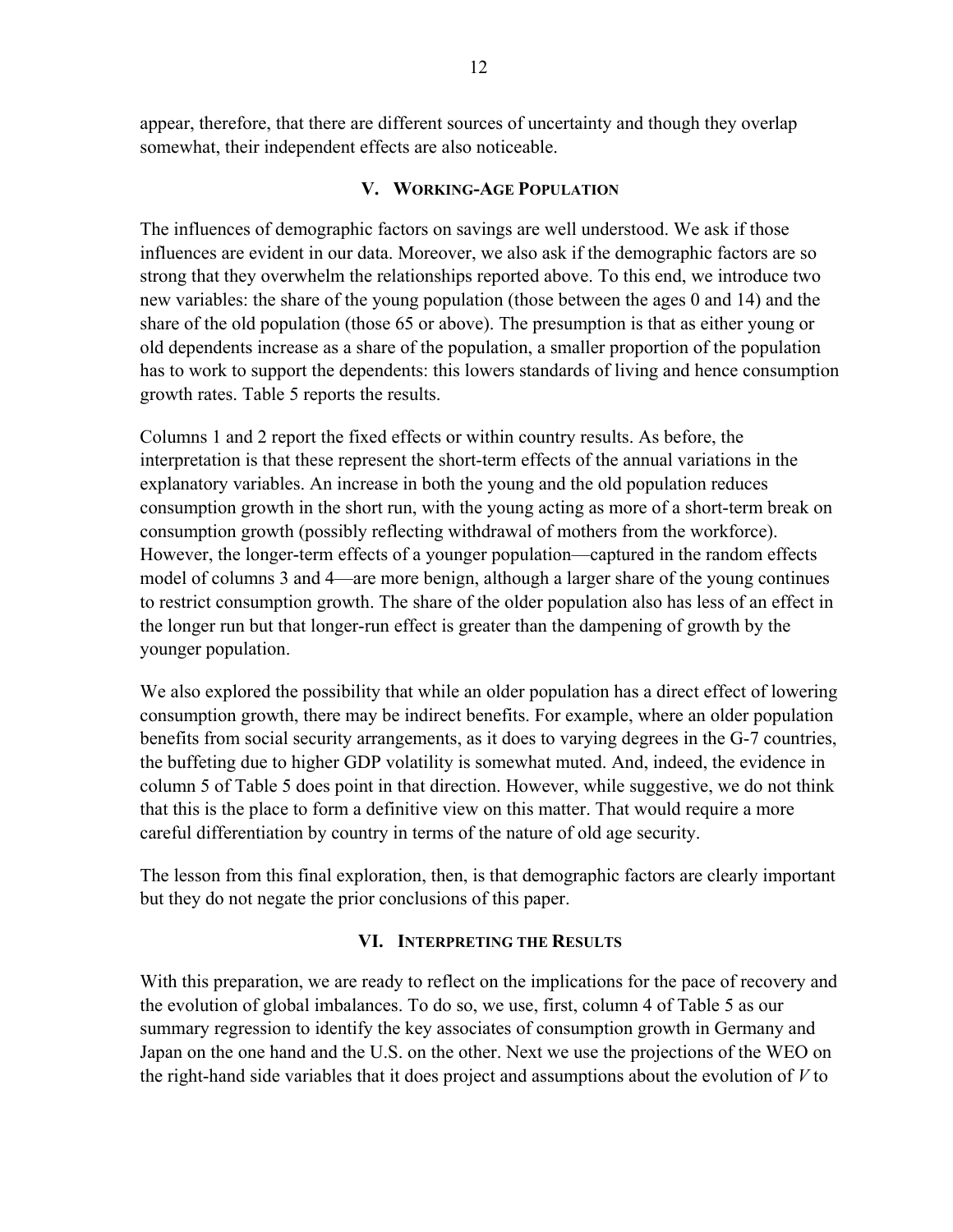appear, therefore, that there are different sources of uncertainty and though they overlap somewhat, their independent effects are also noticeable.

## V. Working-Age Population

The influences of demographic factors on savings are well understood. We ask if those influences are evident in our data. Moreover, we also ask if the demographic factors are so strong that they overwhelm the relationships reported above. To this end, we introduce two new variables: the share of the young population (those between the ages 0 and 14) and the share of the old population (those 65 or above). The presumption is that as either young or old dependents increase as a share of the population, a smaller proportion of the population has to work to support the dependents: this lowers standards of living and hence consumption growth rates. Table 5 reports the results.

Columns 1 and 2 report the fixed effects or within country results. As before, the interpretation is that these represent the short-term effects of the annual variations in the explanatory variables. An increase in both the young and the old population reduces consumption growth in the short run, with the young acting as more of a short-term break on consumption growth (possibly reflecting withdrawal of mothers from the workforce). However, the longer-term effects of a younger population—captured in the random effects model of columns 3 and 4—are more benign, although a larger share of the young continues to restrict consumption growth. The share of the older population also has less of an effect in the longer run but that longer-run effect is greater than the dampening of growth by the younger population.

We also explored the possibility that while an older population has a direct effect of lowering consumption growth, there may be indirect benefits. For example, where an older population benefits from social security arrangements, as it does to varying degrees in the G-7 countries, the buffeting due to higher GDP volatility is somewhat muted. And, indeed, the evidence in column 5 of Table 5 does point in that direction. However, while suggestive, we do not think that this is the place to form a definitive view on this matter. That would require a more careful differentiation by country in terms of the nature of old age security.

The lesson from this final exploration, then, is that demographic factors are clearly important but they do not negate the prior conclusions of this paper.

## VI. Interpreting the Results

With this preparation, we are ready to reflect on the implications for the pace of recovery and the evolution of global imbalances. To do so, we use, first, column 4 of Table 5 as our summary regression to identify the key associates of consumption growth in Germany and Japan on the one hand and the U.S. on the other. Next we use the projections of the WEO on the right-hand side variables that it does project and assumptions about the evolution of $V$ to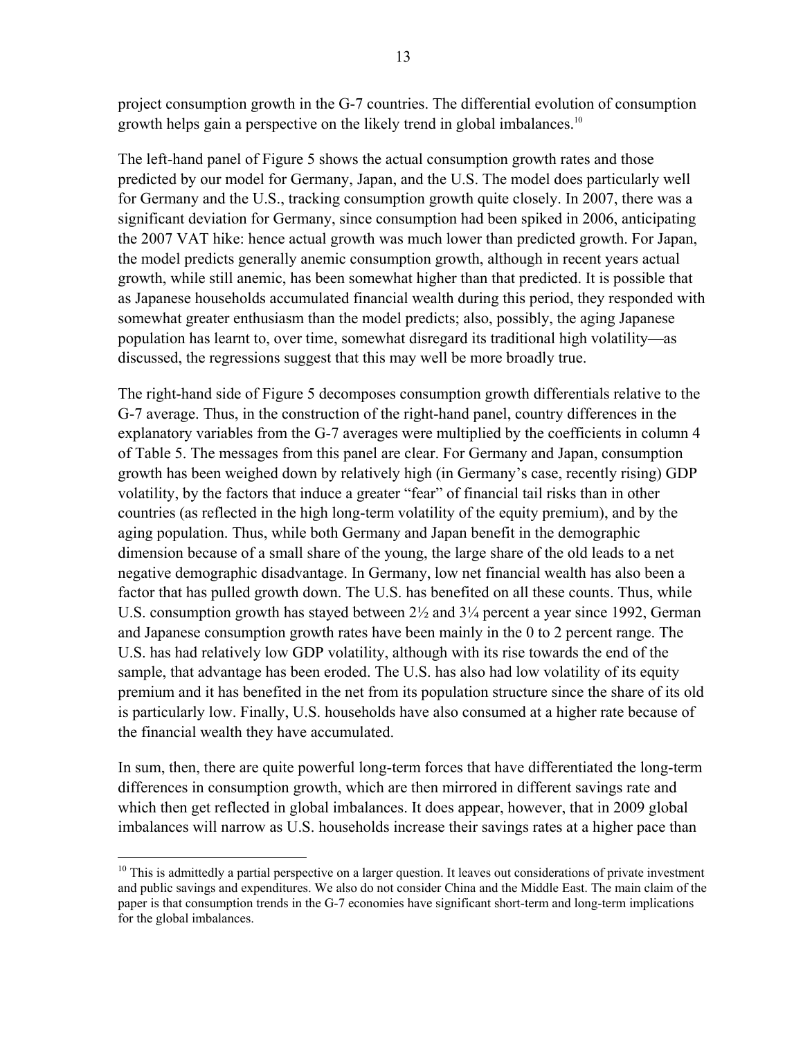project consumption growth in the G-7 countries. The differential evolution of consumption growth helps gain a perspective on the likely trend in global imbalances.[10]

The left-hand panel of Figure 5 shows the actual consumption growth rates and those predicted by our model for Germany, Japan, and the U.S. The model does particularly well for Germany and the U.S., tracking consumption growth quite closely. In 2007, there was a significant deviation for Germany, since consumption had been spiked in 2006, anticipating the 2007 VAT hike: hence actual growth was much lower than predicted growth. For Japan, the model predicts generally anemic consumption growth, although in recent years actual growth, while still anemic, has been somewhat higher than that predicted. It is possible that as Japanese households accumulated financial wealth during this period, they responded with somewhat greater enthusiasm than the model predicts; also, possibly, the aging Japanese population has learnt to, over time, somewhat disregard its traditional high volatility—as discussed, the regressions suggest that this may well be more broadly true.

The right-hand side of Figure 5 decomposes consumption growth differentials relative to the G-7 average. Thus, in the construction of the right-hand panel, country differences in the explanatory variables from the G-7 averages were multiplied by the coefficients in column 4 of Table 5. The messages from this panel are clear. For Germany and Japan, consumption growth has been weighed down by relatively high (in Germany's case, recently rising) GDP volatility, by the factors that induce a greater "fear" of financial tail risks than in other countries (as reflected in the high long-term volatility of the equity premium), and by the aging population. Thus, while both Germany and Japan benefit in the demographic dimension because of a small share of the young, the large share of the old leads to a net negative demographic disadvantage. In Germany, low net financial wealth has also been a factor that has pulled growth down. The U.S. has benefited on all these counts. Thus, while U.S. consumption growth has stayed between 2½ and 3¼ percent a year since 1992, German and Japanese consumption growth rates have been mainly in the 0 to 2 percent range. The U.S. has had relatively low GDP volatility, although with its rise towards the end of the sample, that advantage has been eroded. The U.S. has also had low volatility of its equity premium and it has benefited in the net from its population structure since the share of its old is particularly low. Finally, U.S. households have also consumed at a higher rate because of the financial wealth they have accumulated.

In sum, then, there are quite powerful long-term forces that have differentiated the long-term differences in consumption growth, which are then mirrored in different savings rate and which then get reflected in global imbalances. It does appear, however, that in 2009 global imbalances will narrow as U.S. households increase their savings rates at a higher pace than

[10] This is admittedly a partial perspective on a larger question. It leaves out considerations of private investment and public savings and expenditures. We also do not consider China and the Middle East. The main claim of the paper is that consumption trends in the G-7 economies have significant short-term and long-term implications for the global imbalances.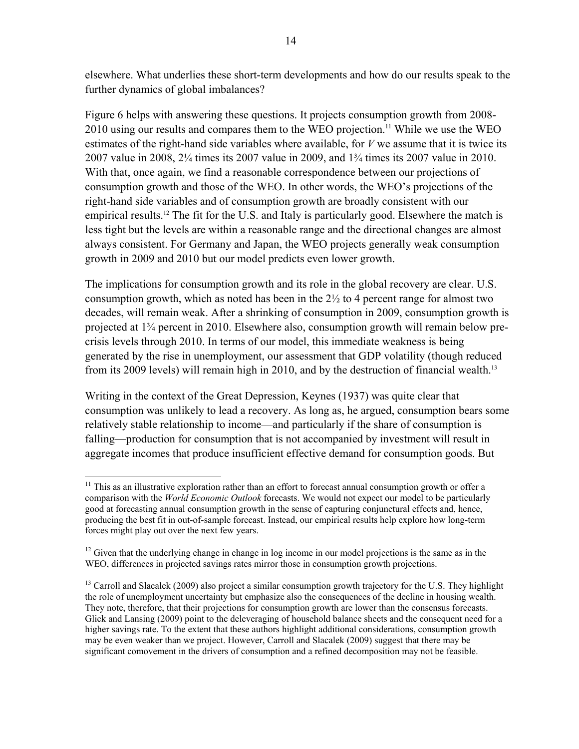elsewhere. What underlies these short-term developments and how do our results speak to the further dynamics of global imbalances?

Figure 6 helps with answering these questions. It projects consumption growth from 2008-2010 using our results and compares them to the WEO projection.[11] While we use the WEO estimates of the right-hand side variables where available, for $V$ we assume that it is twice its 2007 value in 2008, 2¼ times its 2007 value in 2009, and 1¾ times its 2007 value in 2010. With that, once again, we find a reasonable correspondence between our projections of consumption growth and those of the WEO. In other words, the WEO's projections of the right-hand side variables and of consumption growth are broadly consistent with our empirical results.[12] The fit for the U.S. and Italy is particularly good. Elsewhere the match is less tight but the levels are within a reasonable range and the directional changes are almost always consistent. For Germany and Japan, the WEO projects generally weak consumption growth in 2009 and 2010 but our model predicts even lower growth.

The implications for consumption growth and its role in the global recovery are clear. U.S. consumption growth, which as noted has been in the 2½ to 4 percent range for almost two decades, will remain weak. After a shrinking of consumption in 2009, consumption growth is projected at 1¾ percent in 2010. Elsewhere also, consumption growth will remain below pre-crisis levels through 2010. In terms of our model, this immediate weakness is being generated by the rise in unemployment, our assessment that GDP volatility (though reduced from its 2009 levels) will remain high in 2010, and by the destruction of financial wealth.[13]

Writing in the context of the Great Depression, Keynes (1937) was quite clear that consumption was unlikely to lead a recovery. As long as, he argued, consumption bears some relatively stable relationship to income—and particularly if the share of consumption is falling—production for consumption that is not accompanied by investment will result in aggregate incomes that produce insufficient effective demand for consumption goods. But

---

[11] This as an illustrative exploration rather than an effort to forecast annual consumption growth or offer a comparison with the *World Economic Outlook* forecasts. We would not expect our model to be particularly good at forecasting annual consumption growth in the sense of capturing conjunctural effects and, hence, producing the best fit in out-of-sample forecast. Instead, our empirical results help explore how long-term forces might play out over the next few years.

[12] Given that the underlying change in change in log income in our model projections is the same as in the WEO, differences in projected savings rates mirror those in consumption growth projections.

[13] Carroll and Slacalek (2009) also project a similar consumption growth trajectory for the U.S. They highlight the role of unemployment uncertainty but emphasize also the consequences of the decline in housing wealth. They note, therefore, that their projections for consumption growth are lower than the consensus forecasts. Glick and Lansing (2009) point to the deleveraging of household balance sheets and the consequent need for a higher savings rate. To the extent that these authors highlight additional considerations, consumption growth may be even weaker than we project. However, Carroll and Slacalek (2009) suggest that there may be significant comovement in the drivers of consumption and a refined decomposition may not be feasible.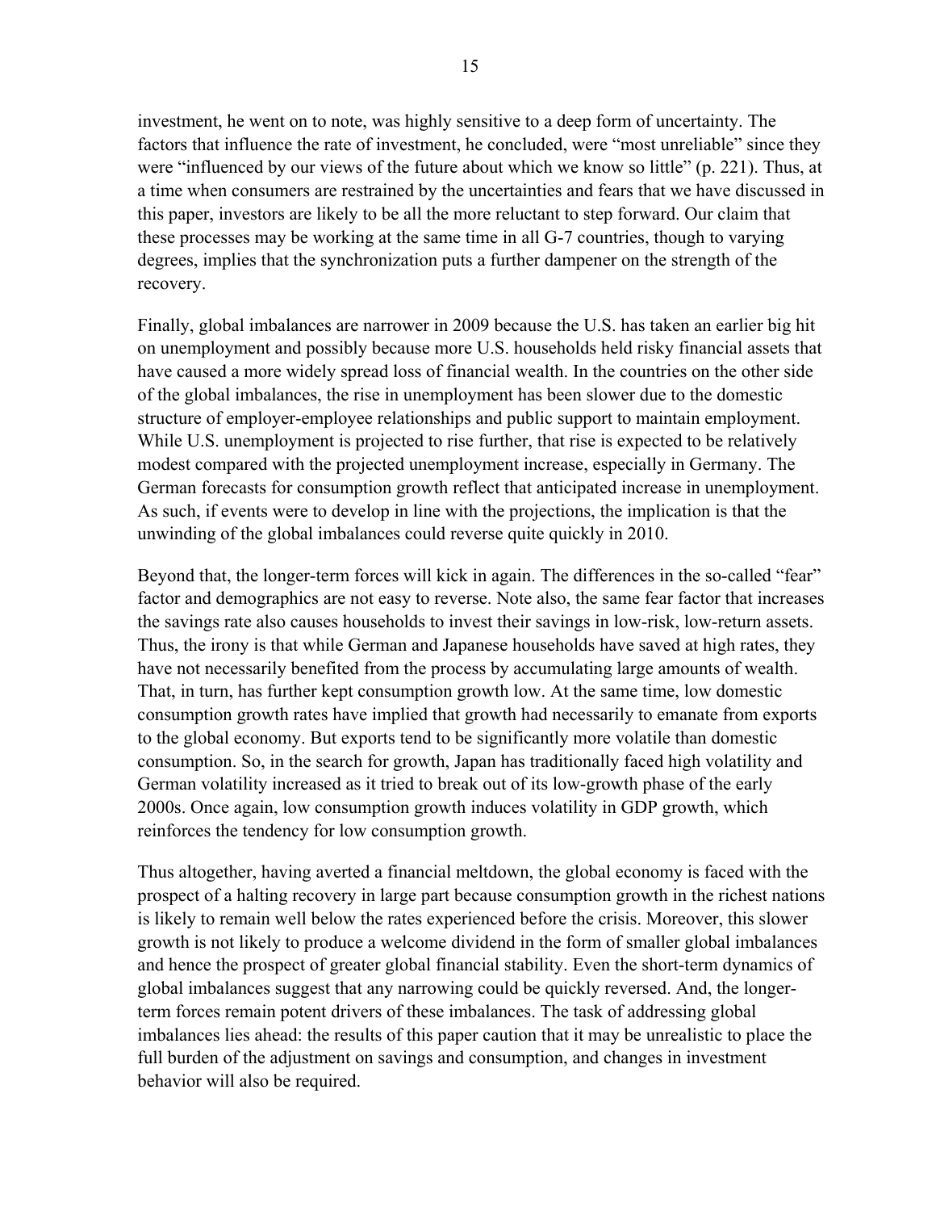investment, he went on to note, was highly sensitive to a deep form of uncertainty. The factors that influence the rate of investment, he concluded, were "most unreliable" since they were "influenced by our views of the future about which we know so little" (p. 221). Thus, at a time when consumers are restrained by the uncertainties and fears that we have discussed in this paper, investors are likely to be all the more reluctant to step forward. Our claim that these processes may be working at the same time in all G-7 countries, though to varying degrees, implies that the synchronization puts a further dampener on the strength of the recovery.

Finally, global imbalances are narrower in 2009 because the U.S. has taken an earlier big hit on unemployment and possibly because more U.S. households held risky financial assets that have caused a more widely spread loss of financial wealth. In the countries on the other side of the global imbalances, the rise in unemployment has been slower due to the domestic structure of employer-employee relationships and public support to maintain employment. While U.S. unemployment is projected to rise further, that rise is expected to be relatively modest compared with the projected unemployment increase, especially in Germany. The German forecasts for consumption growth reflect that anticipated increase in unemployment. As such, if events were to develop in line with the projections, the implication is that the unwinding of the global imbalances could reverse quite quickly in 2010.

Beyond that, the longer-term forces will kick in again. The differences in the so-called "fear" factor and demographics are not easy to reverse. Note also, the same fear factor that increases the savings rate also causes households to invest their savings in low-risk, low-return assets. Thus, the irony is that while German and Japanese households have saved at high rates, they have not necessarily benefited from the process by accumulating large amounts of wealth. That, in turn, has further kept consumption growth low. At the same time, low domestic consumption growth rates have implied that growth had necessarily to emanate from exports to the global economy. But exports tend to be significantly more volatile than domestic consumption. So, in the search for growth, Japan has traditionally faced high volatility and German volatility increased as it tried to break out of its low-growth phase of the early 2000s. Once again, low consumption growth induces volatility in GDP growth, which reinforces the tendency for low consumption growth.

Thus altogether, having averted a financial meltdown, the global economy is faced with the prospect of a halting recovery in large part because consumption growth in the richest nations is likely to remain well below the rates experienced before the crisis. Moreover, this slower growth is not likely to produce a welcome dividend in the form of smaller global imbalances and hence the prospect of greater global financial stability. Even the short-term dynamics of global imbalances suggest that any narrowing could be quickly reversed. And, the longer-term forces remain potent drivers of these imbalances. The task of addressing global imbalances lies ahead: the results of this paper caution that it may be unrealistic to place the full burden of the adjustment on savings and consumption, and changes in investment behavior will also be required.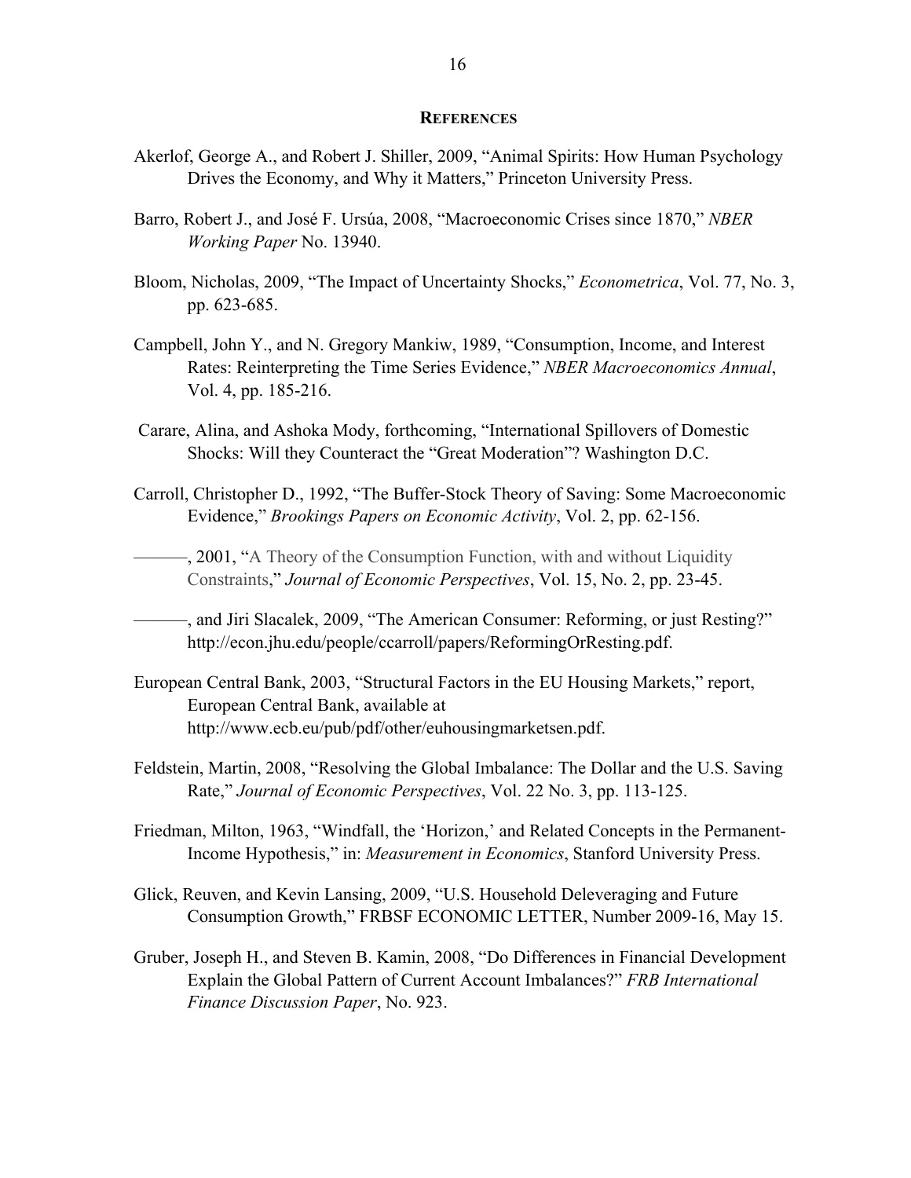## REFERENCES

Akerlof, George A., and Robert J. Shiller, 2009, "Animal Spirits: How Human Psychology Drives the Economy, and Why it Matters," Princeton University Press.

Barro, Robert J., and José F. Ursúa, 2008, "Macroeconomic Crises since 1870," *NBER Working Paper* No. 13940.

Bloom, Nicholas, 2009, "The Impact of Uncertainty Shocks," *Econometrica*, Vol. 77, No. 3, pp. 623-685.

Campbell, John Y., and N. Gregory Mankiw, 1989, "Consumption, Income, and Interest Rates: Reinterpreting the Time Series Evidence," *NBER Macroeconomics Annual*, Vol. 4, pp. 185-216.

Carare, Alina, and Ashoka Mody, forthcoming, "International Spillovers of Domestic Shocks: Will they Counteract the "Great Moderation"? Washington D.C.

Carroll, Christopher D., 1992, "The Buffer-Stock Theory of Saving: Some Macroeconomic Evidence," *Brookings Papers on Economic Activity*, Vol. 2, pp. 62-156.

———, 2001, "A Theory of the Consumption Function, with and without Liquidity Constraints," *Journal of Economic Perspectives*, Vol. 15, No. 2, pp. 23-45.

———, and Jiri Slacalek, 2009, "The American Consumer: Reforming, or just Resting?" http://econ.jhu.edu/people/ccarroll/papers/ReformingOrResting.pdf.

European Central Bank, 2003, "Structural Factors in the EU Housing Markets," report, European Central Bank, available at http://www.ecb.eu/pub/pdf/other/euhousingmarketsen.pdf.

Feldstein, Martin, 2008, "Resolving the Global Imbalance: The Dollar and the U.S. Saving Rate," *Journal of Economic Perspectives*, Vol. 22 No. 3, pp. 113-125.

Friedman, Milton, 1963, "Windfall, the 'Horizon,' and Related Concepts in the Permanent-Income Hypothesis," in: *Measurement in Economics*, Stanford University Press.

Glick, Reuven, and Kevin Lansing, 2009, "U.S. Household Deleveraging and Future Consumption Growth," FRBSF ECONOMIC LETTER, Number 2009-16, May 15.

Gruber, Joseph H., and Steven B. Kamin, 2008, "Do Differences in Financial Development Explain the Global Pattern of Current Account Imbalances?" *FRB International Finance Discussion Paper*, No. 923.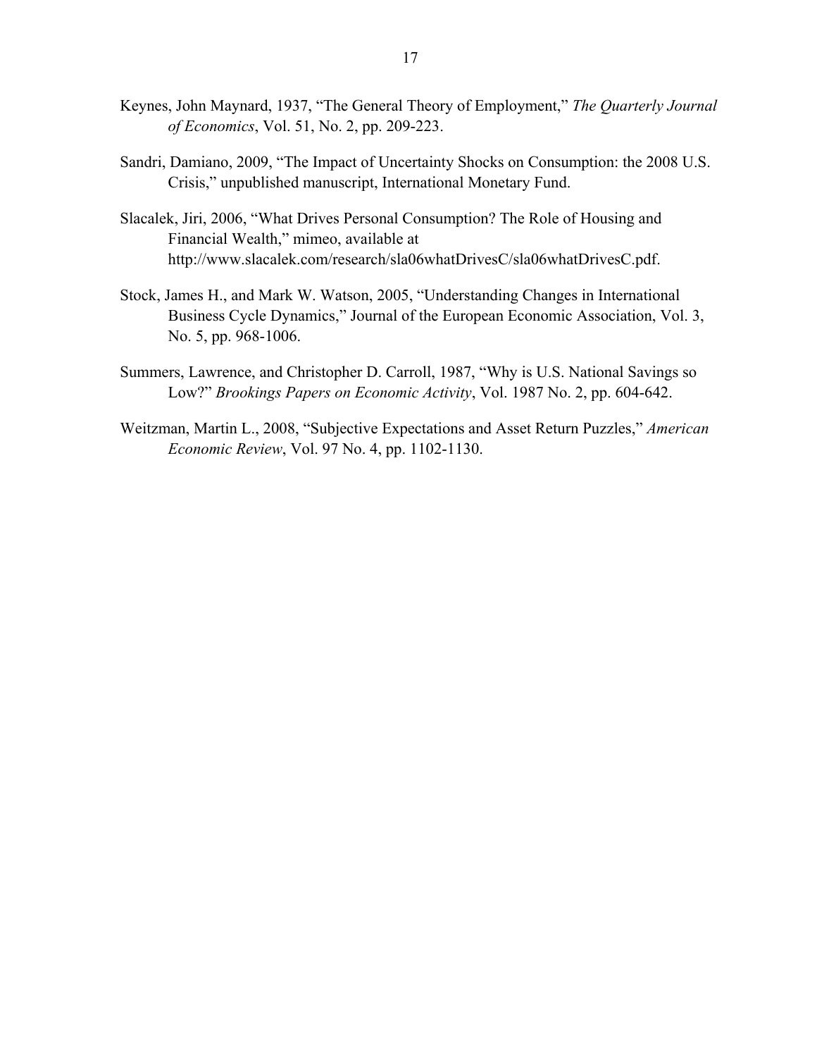Keynes, John Maynard, 1937, "The General Theory of Employment," *The Quarterly Journal of Economics*, Vol. 51, No. 2, pp. 209-223.

Sandri, Damiano, 2009, "The Impact of Uncertainty Shocks on Consumption: the 2008 U.S. Crisis," unpublished manuscript, International Monetary Fund.

Slacalek, Jiri, 2006, "What Drives Personal Consumption? The Role of Housing and Financial Wealth," mimeo, available at http://www.slacalek.com/research/sla06whatDrivesC/sla06whatDrivesC.pdf.

Stock, James H., and Mark W. Watson, 2005, "Understanding Changes in International Business Cycle Dynamics," Journal of the European Economic Association, Vol. 3, No. 5, pp. 968-1006.

Summers, Lawrence, and Christopher D. Carroll, 1987, "Why is U.S. National Savings so Low?" *Brookings Papers on Economic Activity*, Vol. 1987 No. 2, pp. 604-642.

Weitzman, Martin L., 2008, "Subjective Expectations and Asset Return Puzzles," *American Economic Review*, Vol. 97 No. 4, pp. 1102-1130.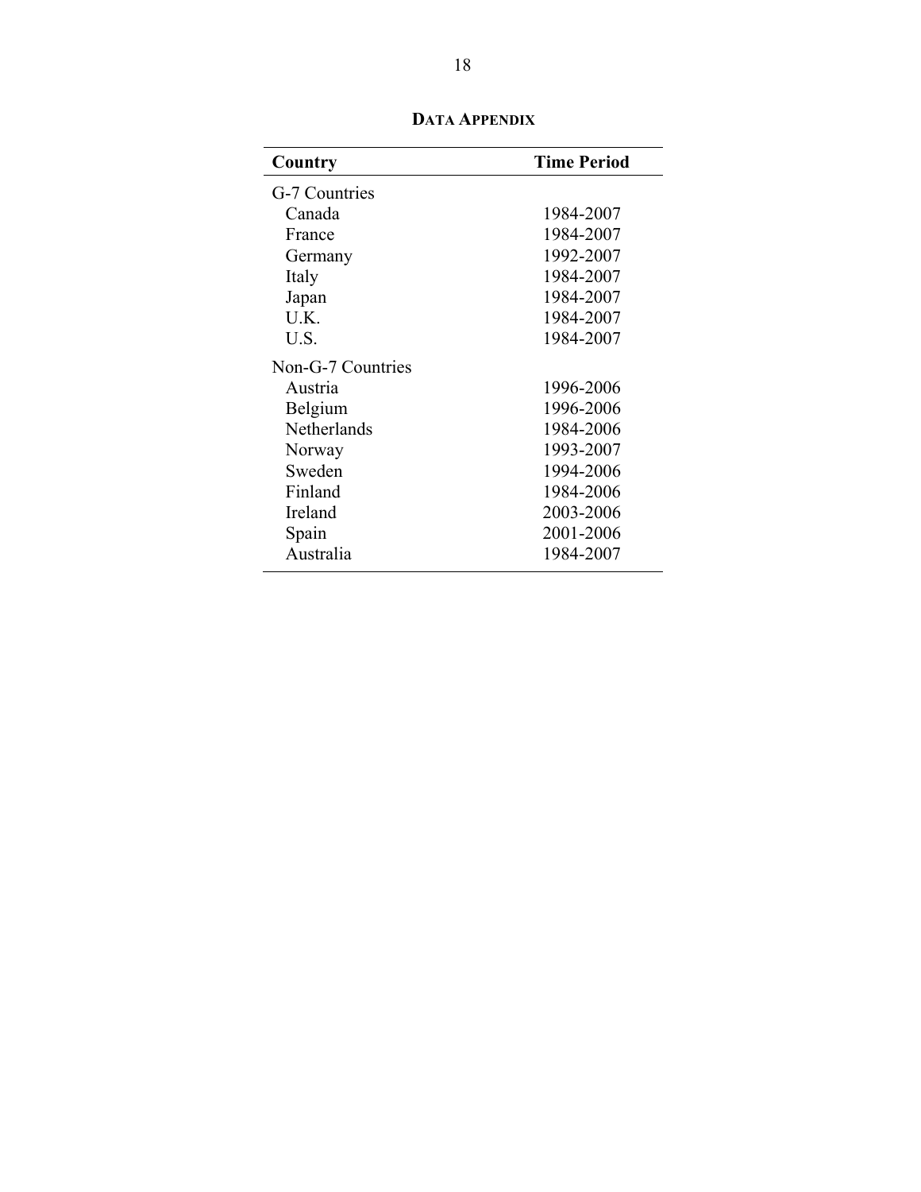## DATA APPENDIX

| Country | Time Period |
|---|---|
| G-7 Countries | |
| Canada | 1984-2007 |
| France | 1984-2007 |
| Germany | 1992-2007 |
| Italy | 1984-2007 |
| Japan | 1984-2007 |
| U.K. | 1984-2007 |
| U.S. | 1984-2007 |
| Non-G-7 Countries | |
| Austria | 1996-2006 |
| Belgium | 1996-2006 |
| Netherlands | 1984-2006 |
| Norway | 1993-2007 |
| Sweden | 1994-2006 |
| Finland | 1984-2006 |
| Ireland | 2003-2006 |
| Spain | 2001-2006 |
| Australia | 1984-2007 |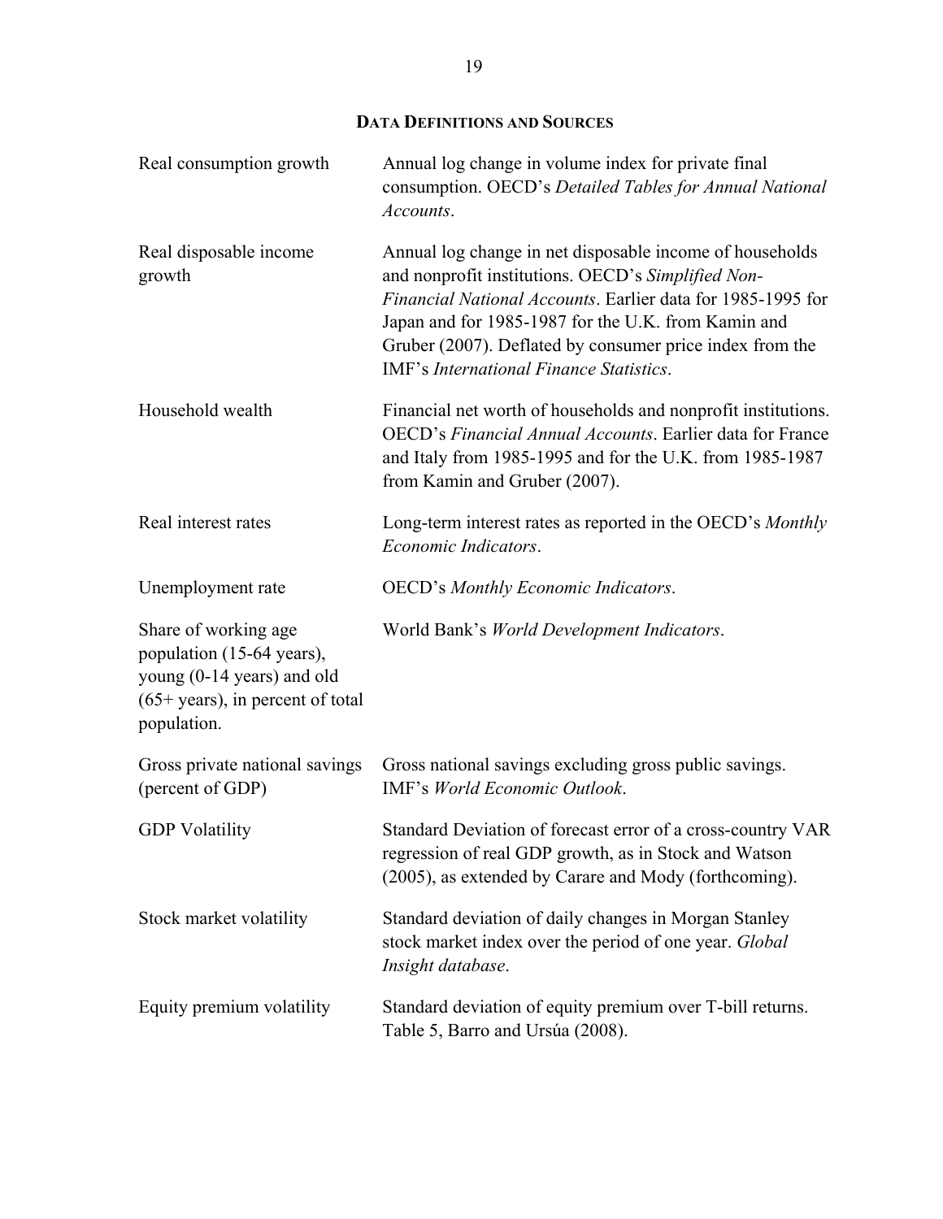## DATA DEFINITIONS AND SOURCES

| | |
|---|---|
| Real consumption growth | Annual log change in volume index for private final consumption. OECD's *Detailed Tables for Annual National Accounts*. |
| Real disposable income growth | Annual log change in net disposable income of households and nonprofit institutions. OECD's *Simplified Non-Financial National Accounts*. Earlier data for 1985-1995 for Japan and for 1985-1987 for the U.K. from Kamin and Gruber (2007). Deflated by consumer price index from the IMF's *International Finance Statistics*. |
| Household wealth | Financial net worth of households and nonprofit institutions. OECD's *Financial Annual Accounts*. Earlier data for France and Italy from 1985-1995 and for the U.K. from 1985-1987 from Kamin and Gruber (2007). |
| Real interest rates | Long-term interest rates as reported in the OECD's *Monthly Economic Indicators*. |
| Unemployment rate | OECD's *Monthly Economic Indicators*. |
| Share of working age population (15-64 years), young (0-14 years) and old (65+ years), in percent of total population. | World Bank's *World Development Indicators*. |
| Gross private national savings (percent of GDP) | Gross national savings excluding gross public savings. IMF's *World Economic Outlook*. |
| GDP Volatility | Standard Deviation of forecast error of a cross-country VAR regression of real GDP growth, as in Stock and Watson (2005), as extended by Carare and Mody (forthcoming). |
| Stock market volatility | Standard deviation of daily changes in Morgan Stanley stock market index over the period of one year. *Global Insight database*. |
| Equity premium volatility | Standard deviation of equity premium over T-bill returns. Table 5, Barro and Ursúa (2008). |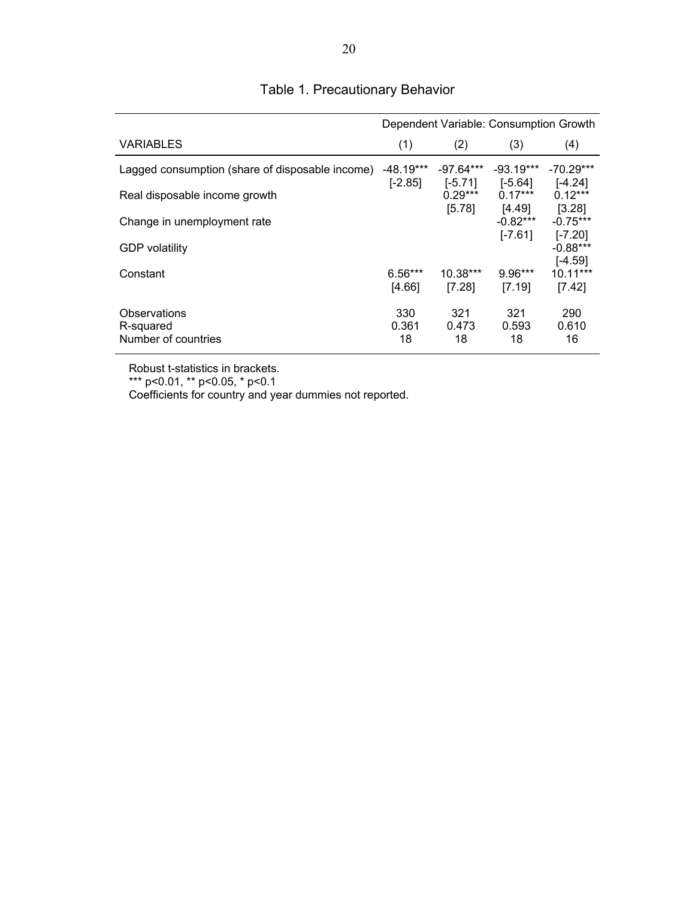# Table 1. Precautionary Behavior

| | Dependent Variable: Consumption Growth | | | |
|---|---|---|---|---|
| VARIABLES | (1) | (2) | (3) | (4) |
| Lagged consumption (share of disposable income) | -48.19*** | -97.64*** | -93.19*** | -70.29*** |
| | [-2.85] | [-5.71] | [-5.64] | [-4.24] |
| Real disposable income growth | | 0.29*** | 0.17*** | 0.12*** |
| | | [5.78] | [4.49] | [3.28] |
| Change in unemployment rate | | | -0.82*** | -0.75*** |
| | | | [-7.61] | [-7.20] |
| GDP volatility | | | | -0.88*** |
| | | | | [-4.59] |
| Constant | 6.56*** | 10.38*** | 9.96*** | 10.11*** |
| | [4.66] | [7.28] | [7.19] | [7.42] |
| Observations | 330 | 321 | 321 | 290 |
| R-squared | 0.361 | 0.473 | 0.593 | 0.610 |
| Number of countries | 18 | 18 | 18 | 16 |

Robust t-statistics in brackets.
*** p<0.01, ** p<0.05, * p<0.1
Coefficients for country and year dummies not reported.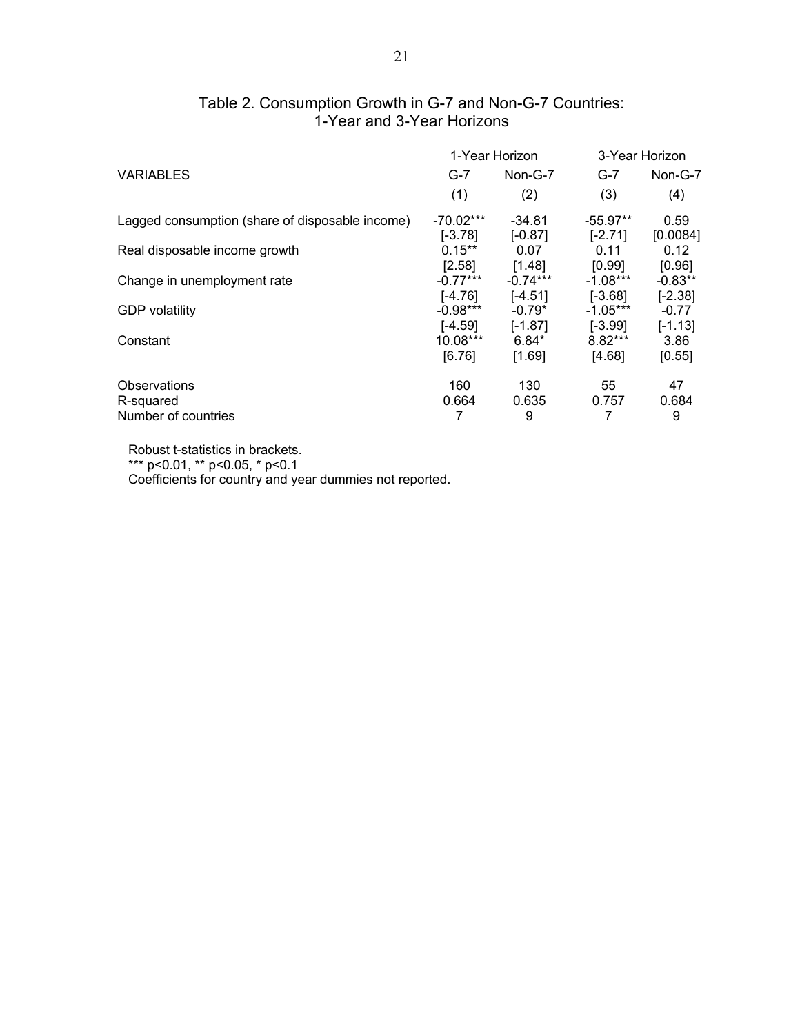Table 2. Consumption Growth in G-7 and Non-G-7 Countries: 1-Year and 3-Year Horizons

| | 1-Year Horizon | | 3-Year Horizon | |
|---|---|---|---|---|
| VARIABLES | G-7 | Non-G-7 | G-7 | Non-G-7 |
| | (1) | (2) | (3) | (4) |
| Lagged consumption (share of disposable income) | -70.02*** | -34.81 | -55.97** | 0.59 |
| | [-3.78] | [-0.87] | [-2.71] | [0.0084] |
| Real disposable income growth | 0.15** | 0.07 | 0.11 | 0.12 |
| | [2.58] | [1.48] | [0.99] | [0.96] |
| Change in unemployment rate | -0.77*** | -0.74*** | -1.08*** | -0.83** |
| | [-4.76] | [-4.51] | [-3.68] | [-2.38] |
| GDP volatility | -0.98*** | -0.79* | -1.05*** | -0.77 |
| | [-4.59] | [-1.87] | [-3.99] | [-1.13] |
| Constant | 10.08*** | 6.84* | 8.82*** | 3.86 |
| | [6.76] | [1.69] | [4.68] | [0.55] |
| Observations | 160 | 130 | 55 | 47 |
| R-squared | 0.664 | 0.635 | 0.757 | 0.684 |
| Number of countries | 7 | 9 | 7 | 9 |

Robust t-statistics in brackets.

*** p<0.01, ** p<0.05, * p<0.1

Coefficients for country and year dummies not reported.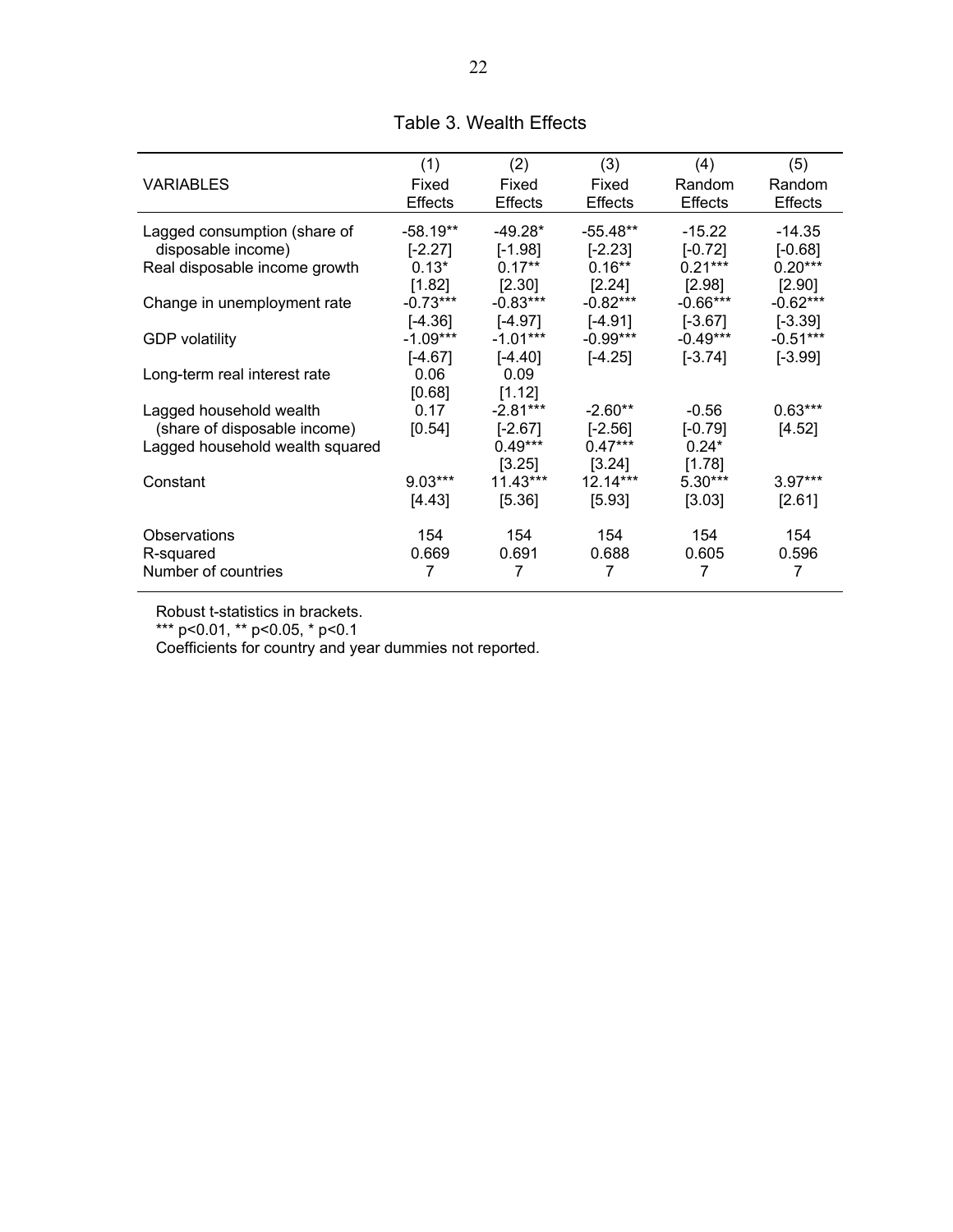Table 3. Wealth Effects

| VARIABLES | (1)<br>Fixed Effects | (2)<br>Fixed Effects | (3)<br>Fixed Effects | (4)<br>Random Effects | (5)<br>Random Effects |
|---|---|---|---|---|---|
| Lagged consumption (share of disposable income) | -58.19**<br>[-2.27] | -49.28*<br>[-1.98] | -55.48**<br>[-2.23] | -15.22<br>[-0.72] | -14.35<br>[-0.68] |
| Real disposable income growth | 0.13*<br>[1.82] | 0.17**<br>[2.30] | 0.16**<br>[2.24] | 0.21***<br>[2.98] | 0.20***<br>[2.90] |
| Change in unemployment rate | -0.73***<br>[-4.36] | -0.83***<br>[-4.97] | -0.82***<br>[-4.91] | -0.66***<br>[-3.67] | -0.62***<br>[-3.39] |
| GDP volatility | -1.09***<br>[-4.67] | -1.01***<br>[-4.40] | -0.99***<br>[-4.25] | -0.49***<br>[-3.74] | -0.51***<br>[-3.99] |
| Long-term real interest rate | 0.06<br>[0.68] | 0.09<br>[1.12] | | | |
| Lagged household wealth (share of disposable income) | 0.17<br>[0.54] | -2.81***<br>[-2.67] | -2.60**<br>[-2.56] | -0.56<br>[-0.79] | 0.63***<br>[4.52] |
| Lagged household wealth squared | | 0.49***<br>[3.25] | 0.47***<br>[3.24] | 0.24*<br>[1.78] | |
| Constant | 9.03***<br>[4.43] | 11.43***<br>[5.36] | 12.14***<br>[5.93] | 5.30***<br>[3.03] | 3.97***<br>[2.61] |
| Observations | 154 | 154 | 154 | 154 | 154 |
| R-squared | 0.669 | 0.691 | 0.688 | 0.605 | 0.596 |
| Number of countries | 7 | 7 | 7 | 7 | 7 |

Robust t-statistics in brackets.

*** p<0.01, ** p<0.05, * p<0.1

Coefficients for country and year dummies not reported.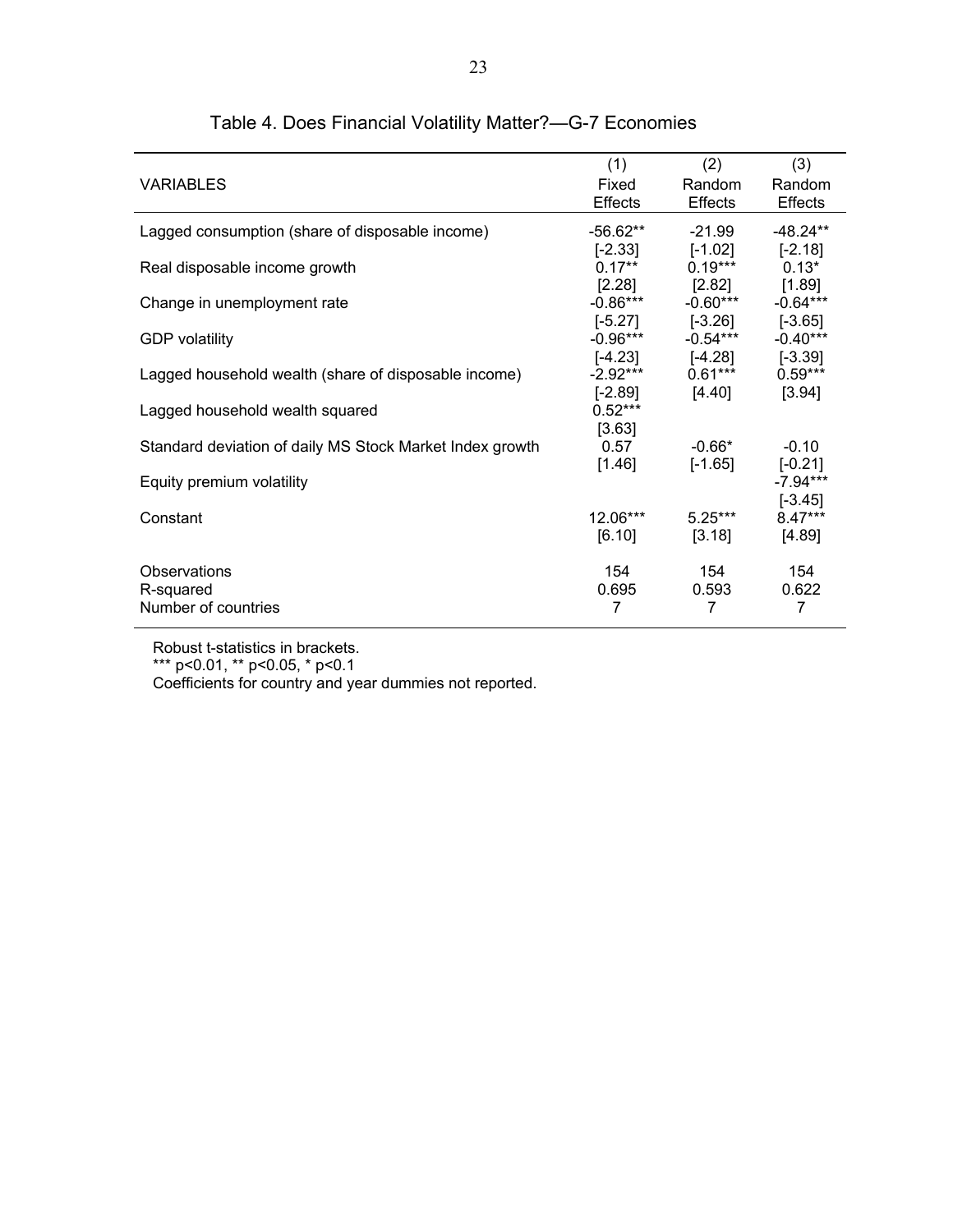## Table 4. Does Financial Volatility Matter?—G-7 Economies

| VARIABLES | (1) Fixed Effects | (2) Random Effects | (3) Random Effects |
|---|---|---|---|
| Lagged consumption (share of disposable income) | -56.62** | -21.99 | -48.24** |
| | [-2.33] | [-1.02] | [-2.18] |
| Real disposable income growth | 0.17** | 0.19*** | 0.13* |
| | [2.28] | [2.82] | [1.89] |
| Change in unemployment rate | -0.86*** | -0.60*** | -0.64*** |
| | [-5.27] | [-3.26] | [-3.65] |
| GDP volatility | -0.96*** | -0.54*** | -0.40*** |
| | [-4.23] | [-4.28] | [-3.39] |
| Lagged household wealth (share of disposable income) | -2.92*** | 0.61*** | 0.59*** |
| | [-2.89] | [4.40] | [3.94] |
| Lagged household wealth squared | 0.52*** | | |
| | [3.63] | | |
| Standard deviation of daily MS Stock Market Index growth | 0.57 | -0.66* | -0.10 |
| | [1.46] | [-1.65] | [-0.21] |
| Equity premium volatility | | | -7.94*** |
| | | | [-3.45] |
| Constant | 12.06*** | 5.25*** | 8.47*** |
| | [6.10] | [3.18] | [4.89] |
| Observations | 154 | 154 | 154 |
| R-squared | 0.695 | 0.593 | 0.622 |
| Number of countries | 7 | 7 | 7 |

Robust t-statistics in brackets.
*** p<0.01, ** p<0.05, * p<0.1
Coefficients for country and year dummies not reported.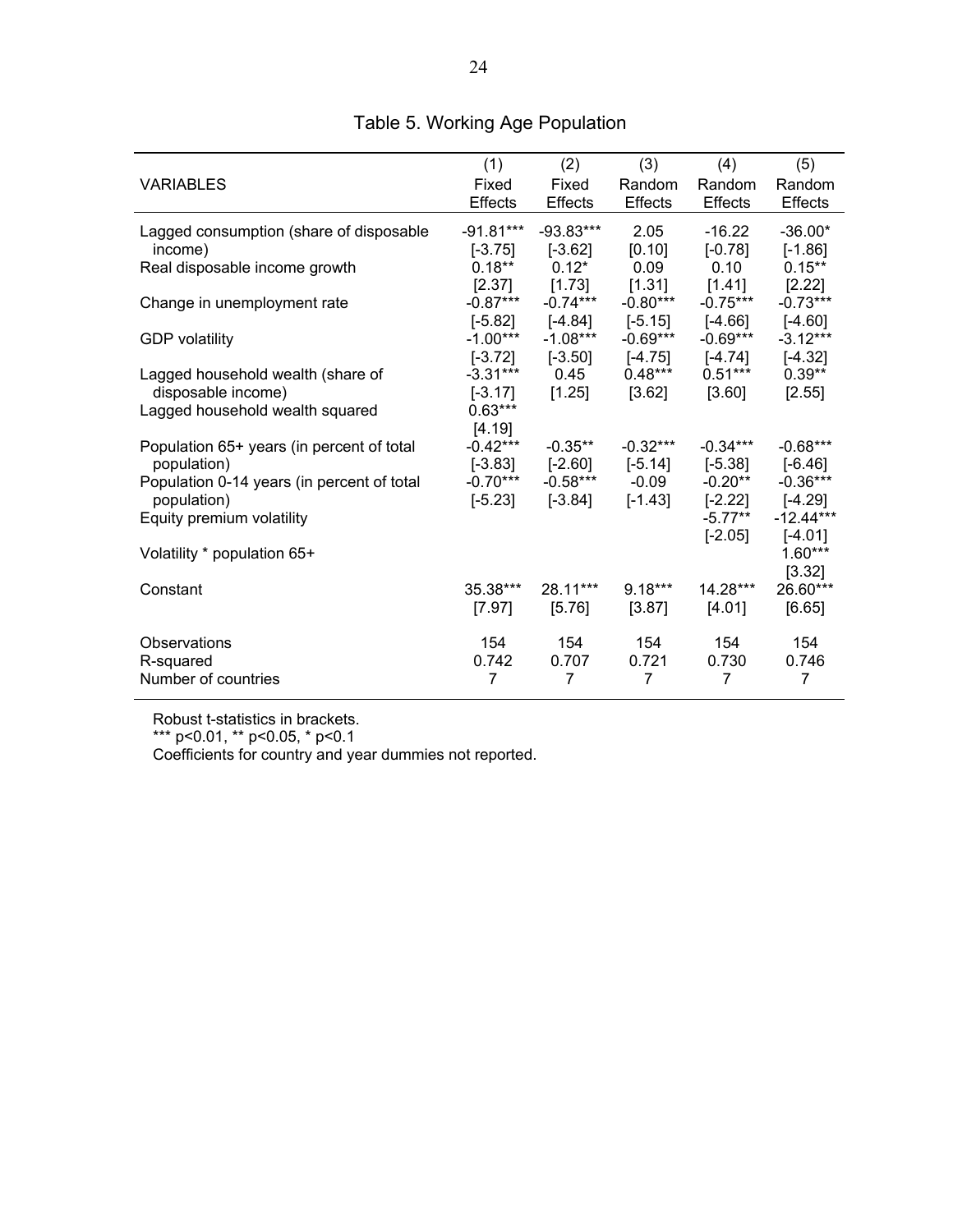# Table 5. Working Age Population

| VARIABLES | (1) Fixed Effects | (2) Fixed Effects | (3) Random Effects | (4) Random Effects | (5) Random Effects |
|---|---|---|---|---|---|
| Lagged consumption (share of disposable income) | -91.81*** | -93.83*** | 2.05 | -16.22 | -36.00* |
| | [-3.75] | [-3.62] | [0.10] | [-0.78] | [-1.86] |
| Real disposable income growth | 0.18** | 0.12* | 0.09 | 0.10 | 0.15** |
| | [2.37] | [1.73] | [1.31] | [1.41] | [2.22] |
| Change in unemployment rate | -0.87*** | -0.74*** | -0.80*** | -0.75*** | -0.73*** |
| | [-5.82] | [-4.84] | [-5.15] | [-4.66] | [-4.60] |
| GDP volatility | -1.00*** | -1.08*** | -0.69*** | -0.69*** | -3.12*** |
| | [-3.72] | [-3.50] | [-4.75] | [-4.74] | [-4.32] |
| Lagged household wealth (share of disposable income) | -3.31*** | 0.45 | 0.48*** | 0.51*** | 0.39** |
| | [-3.17] | [1.25] | [3.62] | [3.60] | [2.55] |
| Lagged household wealth squared | 0.63*** | | | | |
| | [4.19] | | | | |
| Population 65+ years (in percent of total population) | -0.42*** | -0.35** | -0.32*** | -0.34*** | -0.68*** |
| | [-3.83] | [-2.60] | [-5.14] | [-5.38] | [-6.46] |
| Population 0-14 years (in percent of total population) | -0.70*** | -0.58*** | -0.09 | -0.20** | -0.36*** |
| | [-5.23] | [-3.84] | [-1.43] | [-2.22] | [-4.29] |
| Equity premium volatility | | | | -5.77** | -12.44*** |
| | | | | [-2.05] | [-4.01] |
| Volatility * population 65+ | | | | | 1.60*** |
| | | | | | [3.32] |
| Constant | 35.38*** | 28.11*** | 9.18*** | 14.28*** | 26.60*** |
| | [7.97] | [5.76] | [3.87] | [4.01] | [6.65] |
| Observations | 154 | 154 | 154 | 154 | 154 |
| R-squared | 0.742 | 0.707 | 0.721 | 0.730 | 0.746 |
| Number of countries | 7 | 7 | 7 | 7 | 7 |

Robust t-statistics in brackets.
*** p<0.01, ** p<0.05, * p<0.1
Coefficients for country and year dummies not reported.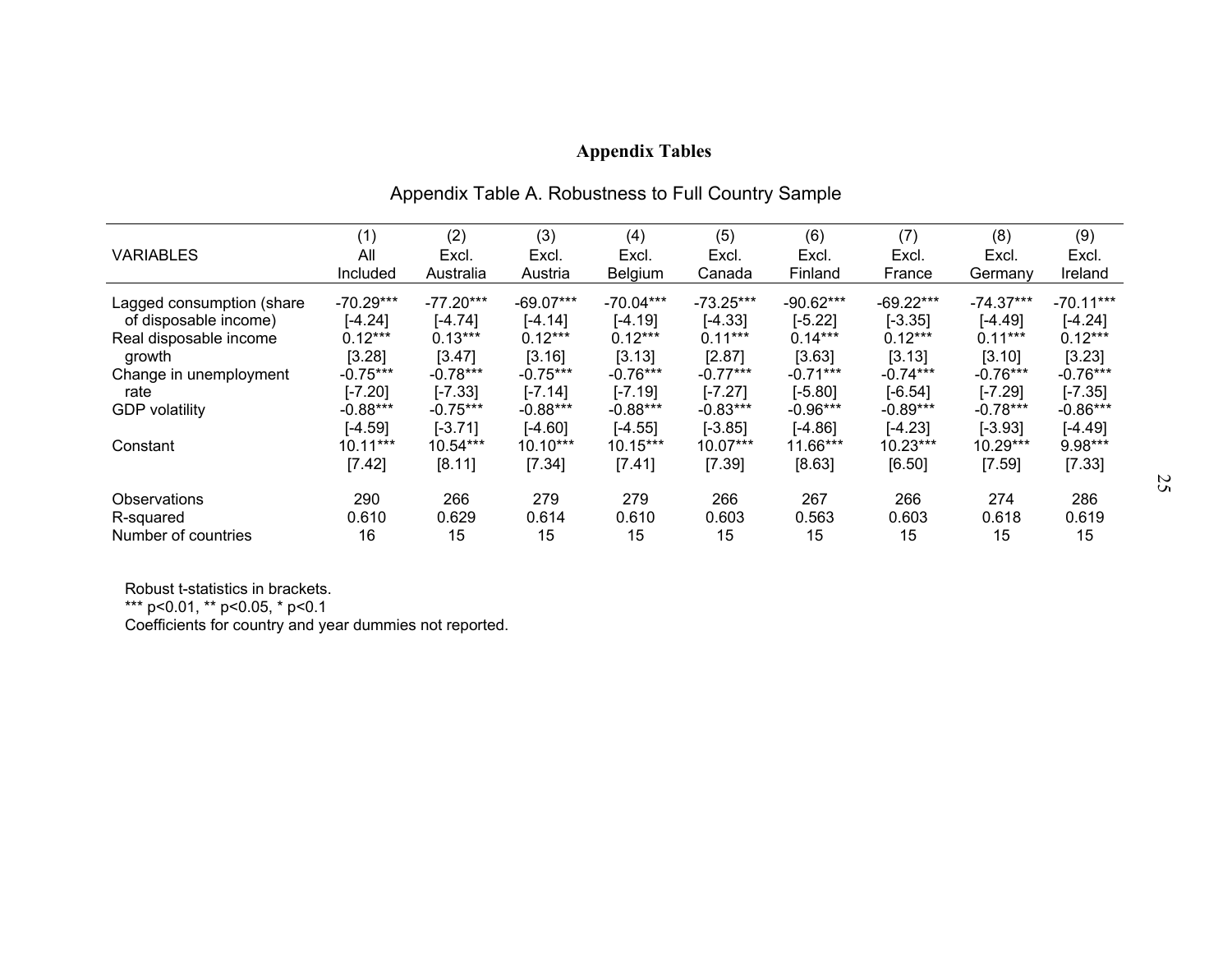## Appendix Tables

### Appendix Table A. Robustness to Full Country Sample

| VARIABLES | (1) All Included | (2) Excl. Australia | (3) Excl. Austria | (4) Excl. Belgium | (5) Excl. Canada | (6) Excl. Finland | (7) Excl. France | (8) Excl. Germany | (9) Excl. Ireland |
|---|---|---|---|---|---|---|---|---|---|
| Lagged consumption (share of disposable income) | -70.29*** | -77.20*** | -69.07*** | -70.04*** | -73.25*** | -90.62*** | -69.22*** | -74.37*** | -70.11*** |
| | [-4.24] | [-4.74] | [-4.14] | [-4.19] | [-4.33] | [-5.22] | [-3.35] | [-4.49] | [-4.24] |
| Real disposable income growth | 0.12*** | 0.13*** | 0.12*** | 0.12*** | 0.11*** | 0.14*** | 0.12*** | 0.11*** | 0.12*** |
| | [3.28] | [3.47] | [3.16] | [3.13] | [2.87] | [3.63] | [3.13] | [3.10] | [3.23] |
| Change in unemployment rate | -0.75*** | -0.78*** | -0.75*** | -0.76*** | -0.77*** | -0.71*** | -0.74*** | -0.76*** | -0.76*** |
| | [-7.20] | [-7.33] | [-7.14] | [-7.19] | [-7.27] | [-5.80] | [-6.54] | [-7.29] | [-7.35] |
| GDP volatility | -0.88*** | -0.75*** | -0.88*** | -0.88*** | -0.83*** | -0.96*** | -0.89*** | -0.78*** | -0.86*** |
| | [-4.59] | [-3.71] | [-4.60] | [-4.55] | [-3.85] | [-4.86] | [-4.23] | [-3.93] | [-4.49] |
| Constant | 10.11*** | 10.54*** | 10.10*** | 10.15*** | 10.07*** | 11.66*** | 10.23*** | 10.29*** | 9.98*** |
| | [7.42] | [8.11] | [7.34] | [7.41] | [7.39] | [8.63] | [6.50] | [7.59] | [7.33] |
| Observations | 290 | 266 | 279 | 279 | 266 | 267 | 266 | 274 | 286 |
| R-squared | 0.610 | 0.629 | 0.614 | 0.610 | 0.603 | 0.563 | 0.603 | 0.618 | 0.619 |
| Number of countries | 16 | 15 | 15 | 15 | 15 | 15 | 15 | 15 | 15 |

Robust t-statistics in brackets.
*** p<0.01, ** p<0.05, * p<0.1
Coefficients for country and year dummies not reported.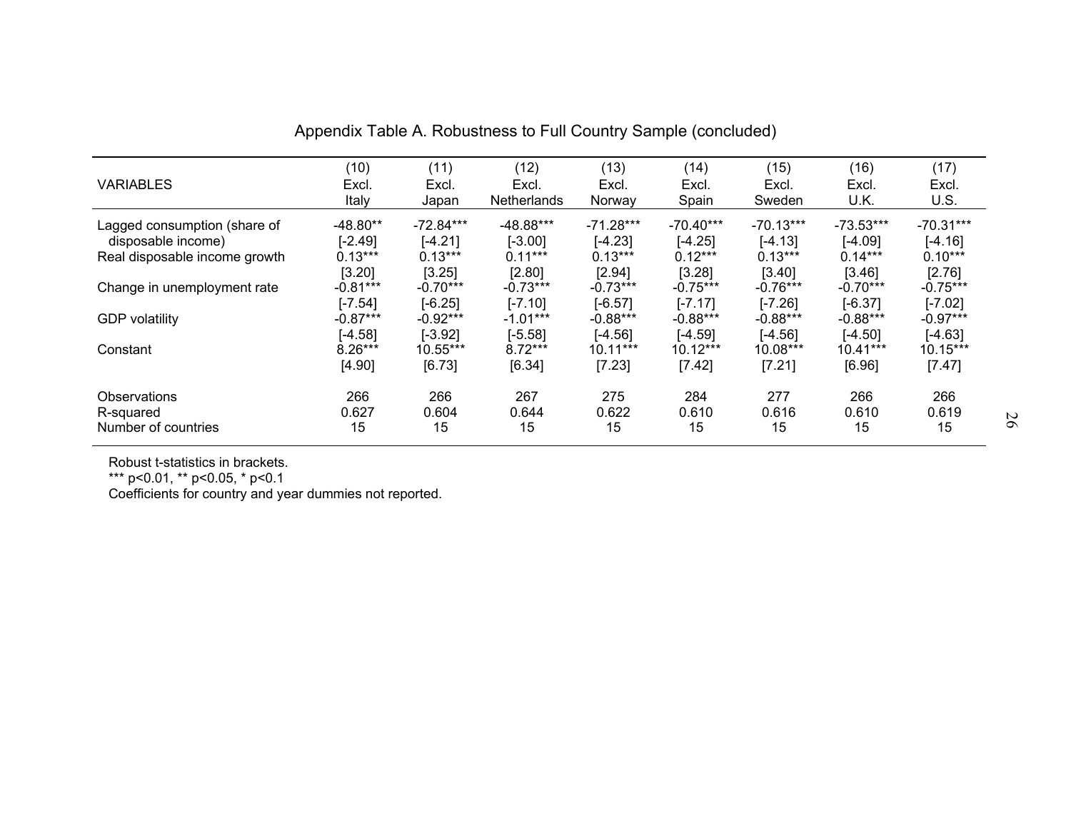Appendix Table A. Robustness to Full Country Sample (concluded)

| VARIABLES | (10) Excl. Italy | (11) Excl. Japan | (12) Excl. Netherlands | (13) Excl. Norway | (14) Excl. Spain | (15) Excl. Sweden | (16) Excl. U.K. | (17) Excl. U.S. |
|---|---|---|---|---|---|---|---|---|
| Lagged consumption (share of disposable income) | -48.80** | -72.84*** | -48.88*** | -71.28*** | -70.40*** | -70.13*** | -73.53*** | -70.31*** |
| | [-2.49] | [-4.21] | [-3.00] | [-4.23] | [-4.25] | [-4.13] | [-4.09] | [-4.16] |
| Real disposable income growth | 0.13*** | 0.13*** | 0.11*** | 0.13*** | 0.12*** | 0.13*** | 0.14*** | 0.10*** |
| | [3.20] | [3.25] | [2.80] | [2.94] | [3.28] | [3.40] | [3.46] | [2.76] |
| Change in unemployment rate | -0.81*** | -0.70*** | -0.73*** | -0.73*** | -0.75*** | -0.76*** | -0.70*** | -0.75*** |
| | [-7.54] | [-6.25] | [-7.10] | [-6.57] | [-7.17] | [-7.26] | [-6.37] | [-7.02] |
| GDP volatility | -0.87*** | -0.92*** | -1.01*** | -0.88*** | -0.88*** | -0.88*** | -0.88*** | -0.97*** |
| | [-4.58] | [-3.92] | [-5.58] | [-4.56] | [-4.59] | [-4.56] | [-4.50] | [-4.63] |
| Constant | 8.26*** | 10.55*** | 8.72*** | 10.11*** | 10.12*** | 10.08*** | 10.41*** | 10.15*** |
| | [4.90] | [6.73] | [6.34] | [7.23] | [7.42] | [7.21] | [6.96] | [7.47] |
| Observations | 266 | 266 | 267 | 275 | 284 | 277 | 266 | 266 |
| R-squared | 0.627 | 0.604 | 0.644 | 0.622 | 0.610 | 0.616 | 0.610 | 0.619 |
| Number of countries | 15 | 15 | 15 | 15 | 15 | 15 | 15 | 15 |

Robust t-statistics in brackets.
*** p<0.01, ** p<0.05, * p<0.1
Coefficients for country and year dummies not reported.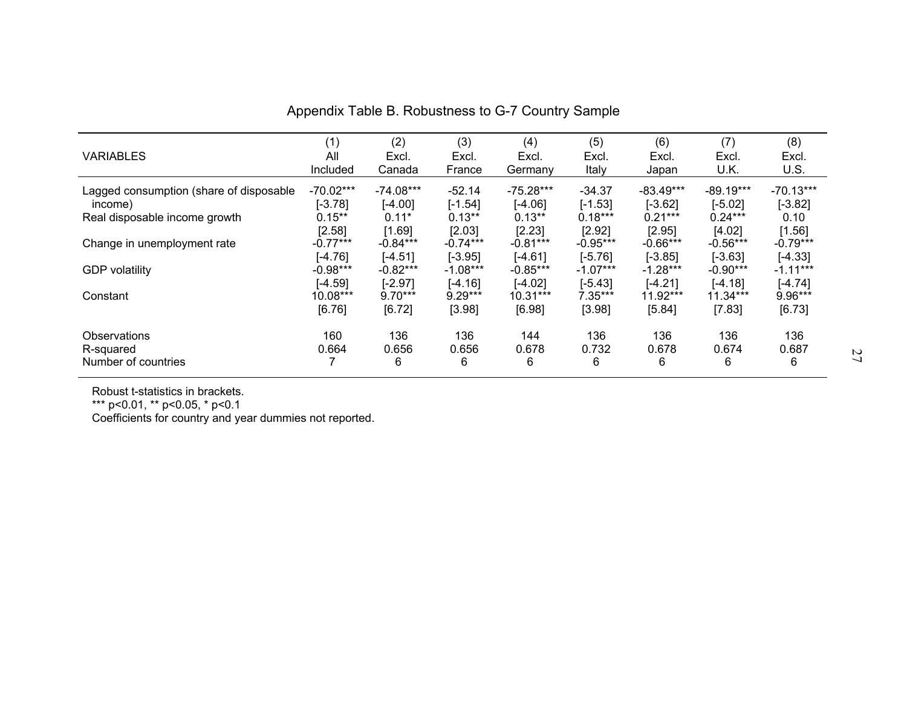# Appendix Table B. Robustness to G-7 Country Sample

| VARIABLES | (1) All Included | (2) Excl. Canada | (3) Excl. France | (4) Excl. Germany | (5) Excl. Italy | (6) Excl. Japan | (7) Excl. U.K. | (8) Excl. U.S. |
|---|---|---|---|---|---|---|---|---|
| Lagged consumption (share of disposable income) | -70.02*** | -74.08*** | -52.14 | -75.28*** | -34.37 | -83.49*** | -89.19*** | -70.13*** |
| | [-3.78] | [-4.00] | [-1.54] | [-4.06] | [-1.53] | [-3.62] | [-5.02] | [-3.82] |
| Real disposable income growth | 0.15** | 0.11* | 0.13** | 0.13** | 0.18*** | 0.21*** | 0.24*** | 0.10 |
| | [2.58] | [1.69] | [2.03] | [2.23] | [2.92] | [2.95] | [4.02] | [1.56] |
| Change in unemployment rate | -0.77*** | -0.84*** | -0.74*** | -0.81*** | -0.95*** | -0.66*** | -0.56*** | -0.79*** |
| | [-4.76] | [-4.51] | [-3.95] | [-4.61] | [-5.76] | [-3.85] | [-3.63] | [-4.33] |
| GDP volatility | -0.98*** | -0.82*** | -1.08*** | -0.85*** | -1.07*** | -1.28*** | -0.90*** | -1.11*** |
| | [-4.59] | [-2.97] | [-4.16] | [-4.02] | [-5.43] | [-4.21] | [-4.18] | [-4.74] |
| Constant | 10.08*** | 9.70*** | 9.29*** | 10.31*** | 7.35*** | 11.92*** | 11.34*** | 9.96*** |
| | [6.76] | [6.72] | [3.98] | [6.98] | [3.98] | [5.84] | [7.83] | [6.73] |
| Observations | 160 | 136 | 136 | 144 | 136 | 136 | 136 | 136 |
| R-squared | 0.664 | 0.656 | 0.656 | 0.678 | 0.732 | 0.678 | 0.674 | 0.687 |
| Number of countries | 7 | 6 | 6 | 6 | 6 | 6 | 6 | 6 |

Robust t-statistics in brackets.
*** p<0.01, ** p<0.05, * p<0.1
Coefficients for country and year dummies not reported.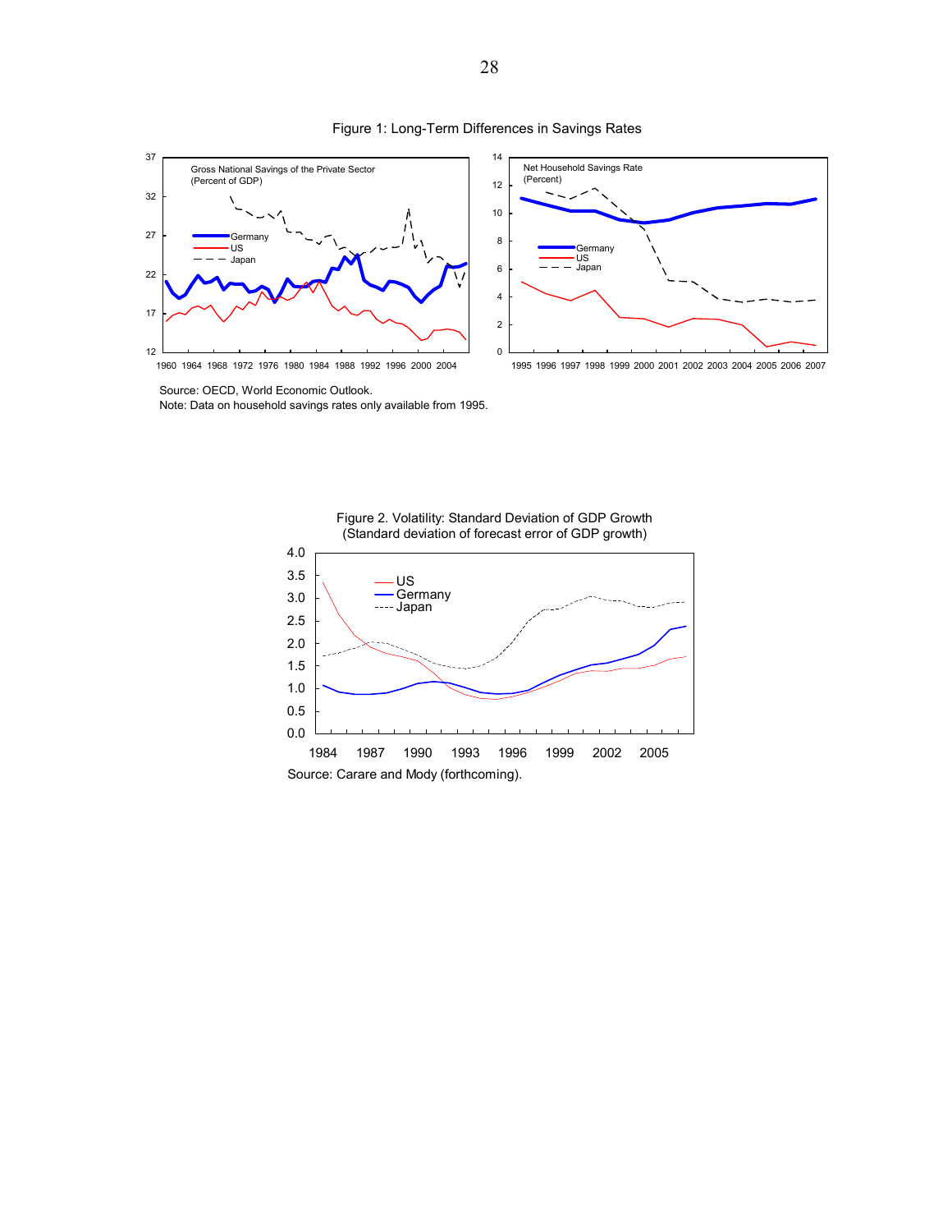Figure 1: Long-Term Differences in Savings Rates

Source: OECD, World Economic Outlook.
Note: Data on household savings rates only available from 1995.

Figure 2. Volatility: Standard Deviation of GDP Growth
(Standard deviation of forecast error of GDP growth)

Source: Carare and Mody (forthcoming).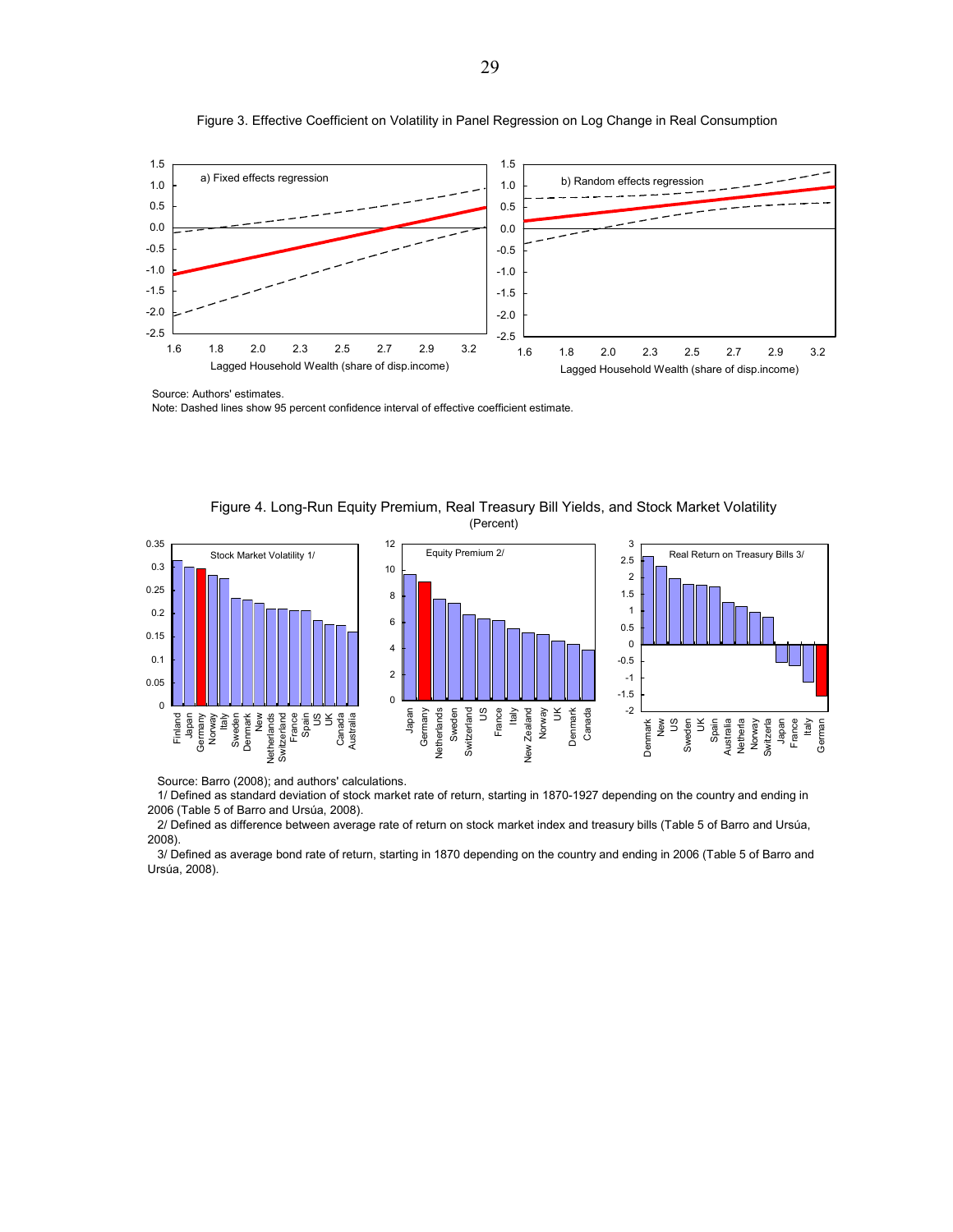Figure 3. Effective Coefficient on Volatility in Panel Regression on Log Change in Real Consumption

Source: Authors' estimates.

Note: Dashed lines show 95 percent confidence interval of effective coefficient estimate.

Figure 4. Long-Run Equity Premium, Real Treasury Bill Yields, and Stock Market Volatility
(Percent)

Source: Barro (2008); and authors' calculations.

1/ Defined as standard deviation of stock market rate of return, starting in 1870-1927 depending on the country and ending in 2006 (Table 5 of Barro and Ursúa, 2008).

2/ Defined as difference between average rate of return on stock market index and treasury bills (Table 5 of Barro and Ursúa, 2008).

3/ Defined as average bond rate of return, starting in 1870 depending on the country and ending in 2006 (Table 5 of Barro and Ursúa, 2008).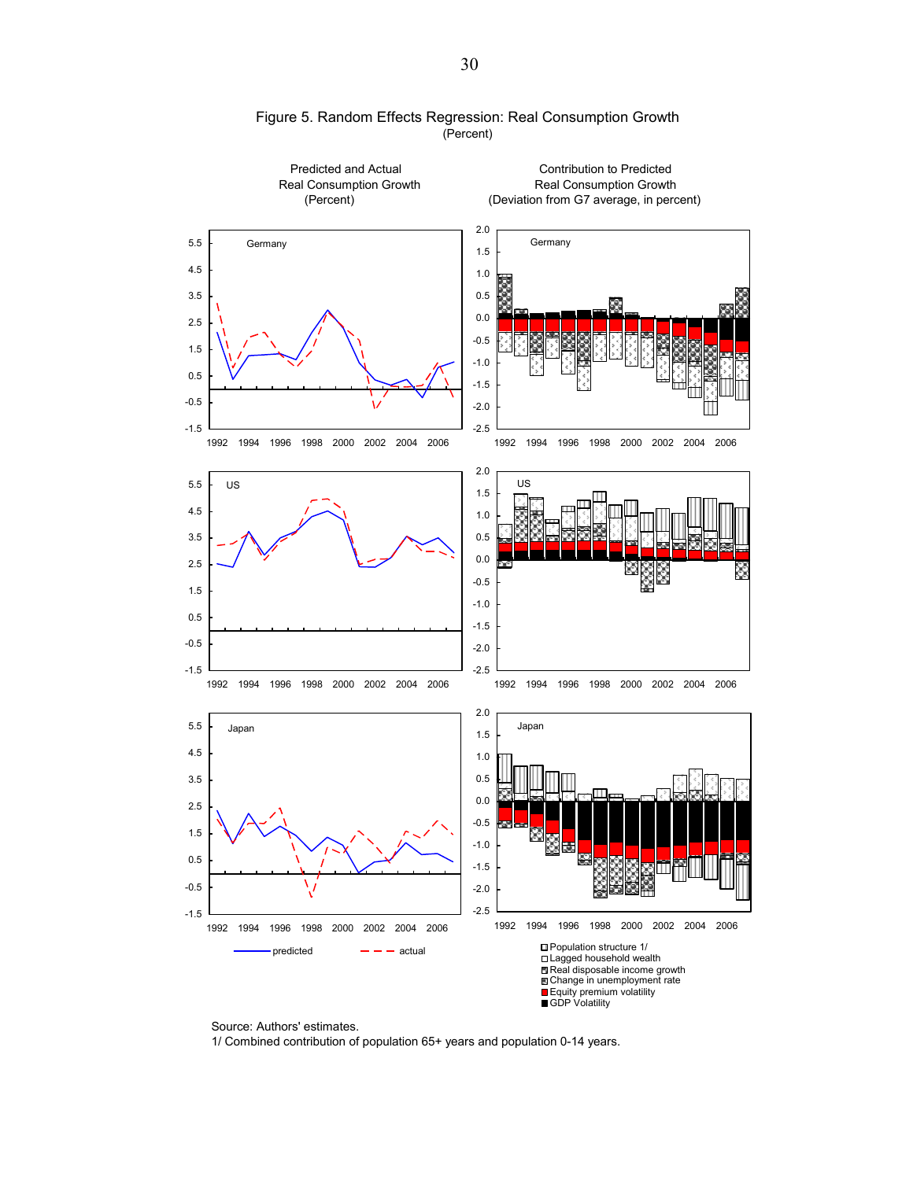# Figure 5. Random Effects Regression: Real Consumption Growth
(Percent)

Predicted and Actual Real Consumption Growth (Percent)

Contribution to Predicted Real Consumption Growth (Deviation from G7 average, in percent)

Germany

US

Japan

predicted — actual

Population structure 1/
Lagged household wealth
Real disposable income growth
Change in unemployment rate
Equity premium volatility
GDP Volatility

Source: Authors' estimates.
1/ Combined contribution of population 65+ years and population 0-14 years.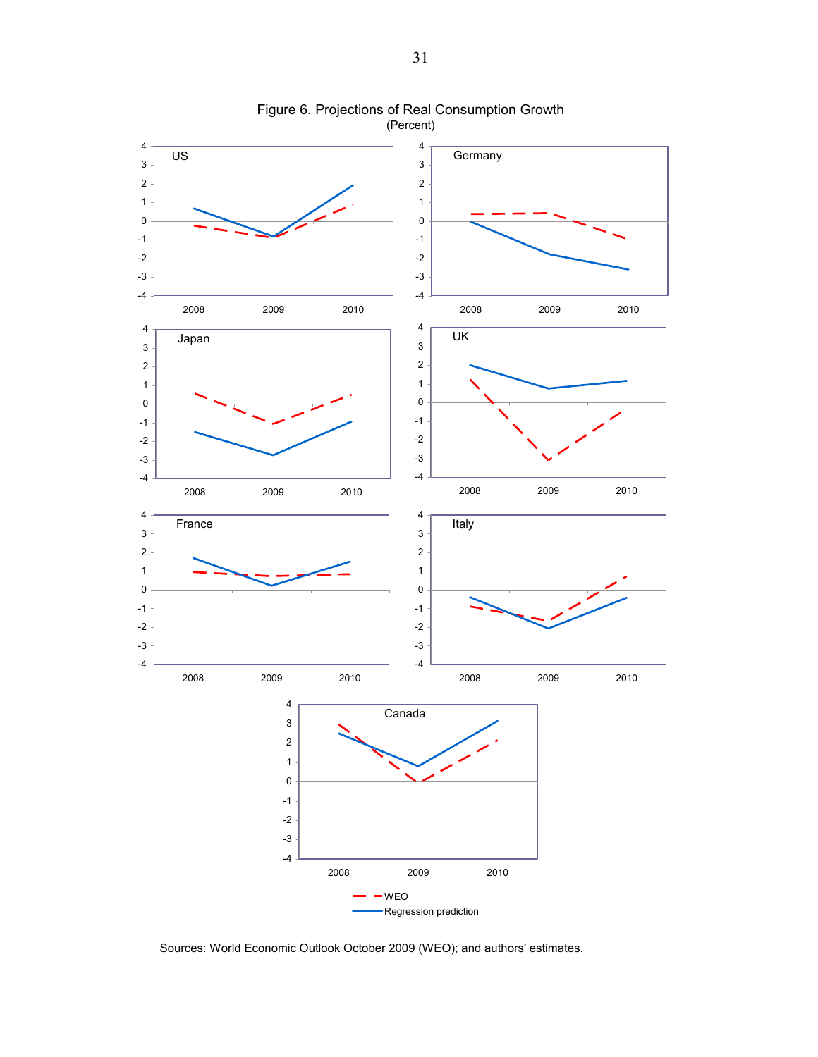Figure 6. Projections of Real Consumption Growth
(Percent)

US

4
3
2
1
0
-1
-2
-3
-4

2008 2009 2010

Germany

4
3
2
1
0
-1
-2
-3
-4

2008 2009 2010

Japan

4
3
2
1
0
-1
-2
-3
-4

2008 2009 2010

UK

4
3
2
1
0
-1
-2
-3
-4

2008 2009 2010

France

4
3
2
1
0
-1
-2
-3
-4

2008 2009 2010

Italy

4
3
2
1
0
-1
-2
-3
-4

2008 2009 2010

Canada

4
3
2
1
0
-1
-2
-3
-4

2008 2009 2010

WEO

Regression prediction

Sources: World Economic Outlook October 2009 (WEO); and authors' estimates.